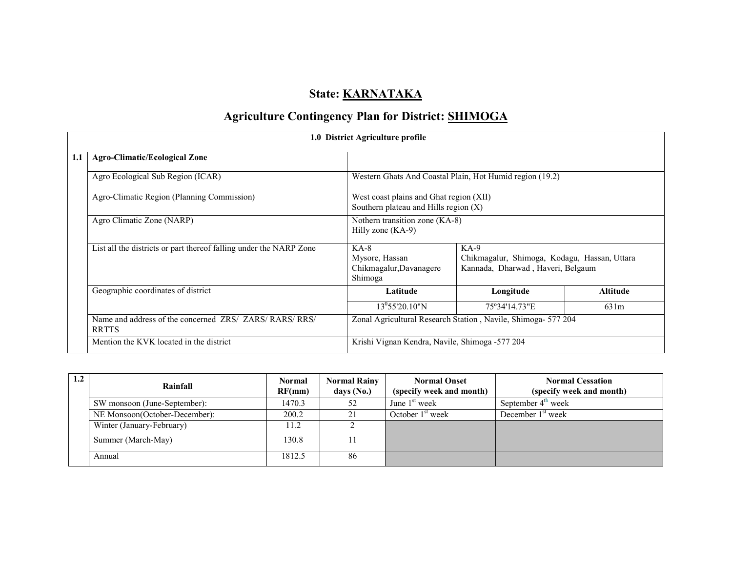# State: KARNATAKA

## Agriculture Contingency Plan for District: SHIMOGA

| 1.0 District Agriculture profile | | | | |
|---|---|---|---|---|
| **1.1** | **Agro-Climatic/Ecological Zone** | | | |
| | Agro Ecological Sub Region (ICAR) | Western Ghats And Coastal Plain, Hot Humid region (19.2) | | |
| | Agro-Climatic Region (Planning Commission) | West coast plains and Ghat region (XII)<br>Southern plateau and Hills region (X) | | |
| | Agro Climatic Zone (NARP) | Nothern transition zone (KA-8)<br>Hilly zone (KA-9) | | |
| | List all the districts or part thereof falling under the NARP Zone | KA-8<br>Mysore, Hassan<br>Chikmagalur,Davanagere<br>Shimoga | KA-9<br>Chikmagalur, Shimoga, Kodagu, Hassan, Uttara Kannada, Dharwad , Haveri, Belgaum | |
| | Geographic coordinates of district | **Latitude** | **Longitude** | **Altitude** |
| | | 13°55'20.10"N | 75º34'14.73"E | 631m |
| | Name and address of the concerned ZRS/ ZARS/ RARS/ RRS/ RRTTS | Zonal Agricultural Research Station , Navile, Shimoga- 577 204 | | |
| | Mention the KVK located in the district | Krishi Vignan Kendra, Navile, Shimoga -577 204 | | |

| 1.2 | Rainfall | Normal RF(mm) | Normal Rainy days (No.) | Normal Onset (specify week and month) | Normal Cessation (specify week and month) |
|---|---|---|---|---|---|
| | SW monsoon (June-September): | 1470.3 | 52 | June 1st week | September 4th week |
| | NE Monsoon(October-December): | 200.2 | 21 | October 1st week | December 1st week |
| | Winter (January-February) | 11.2 | 2 | | |
| | Summer (March-May) | 130.8 | 11 | | |
| | Annual | 1812.5 | 86 | | |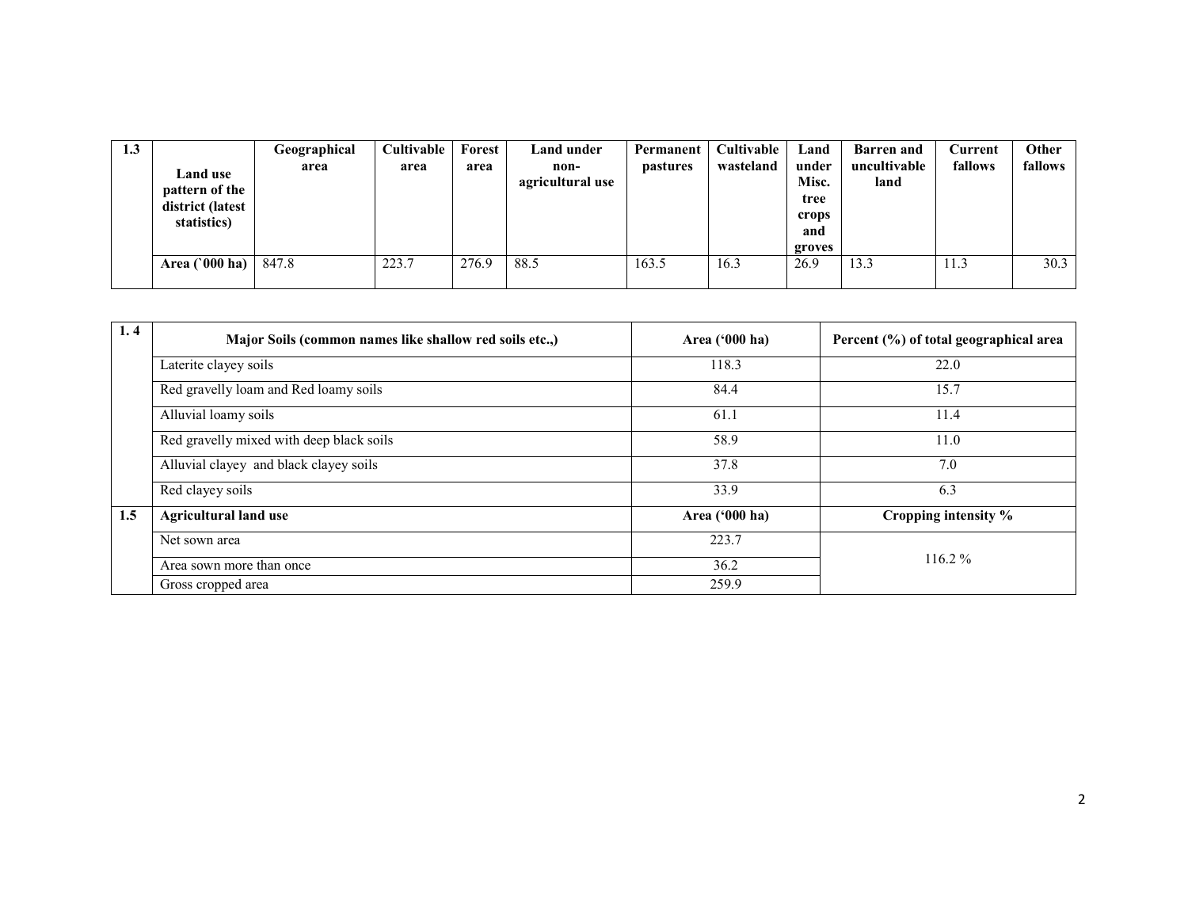| 1.3 | Land use pattern of the district (latest statistics) | Geographical area | Cultivable area | Forest area | Land under non-agricultural use | Permanent pastures | Cultivable wasteland | Land under Misc. tree crops and groves | Barren and uncultivable land | Current fallows | Other fallows |
|---|---|---|---|---|---|---|---|---|---|---|---|
| | Area (`000 ha) | 847.8 | 223.7 | 276.9 | 88.5 | 163.5 | 16.3 | 26.9 | 13.3 | 11.3 | 30.3 |

| 1. 4 | Major Soils (common names like shallow red soils etc.,) | Area ('000 ha) | Percent (%) of total geographical area |
|---|---|---|---|
| | Laterite clayey soils | 118.3 | 22.0 |
| | Red gravelly loam and Red loamy soils | 84.4 | 15.7 |
| | Alluvial loamy soils | 61.1 | 11.4 |
| | Red gravelly mixed with deep black soils | 58.9 | 11.0 |
| | Alluvial clayey and black clayey soils | 37.8 | 7.0 |
| | Red clayey soils | 33.9 | 6.3 |
| **1.5** | **Agricultural land use** | **Area ('000 ha)** | **Cropping intensity %** |
| | Net sown area | 223.7 | 116.2 % |
| | Area sown more than once | 36.2 | |
| | Gross cropped area | 259.9 | |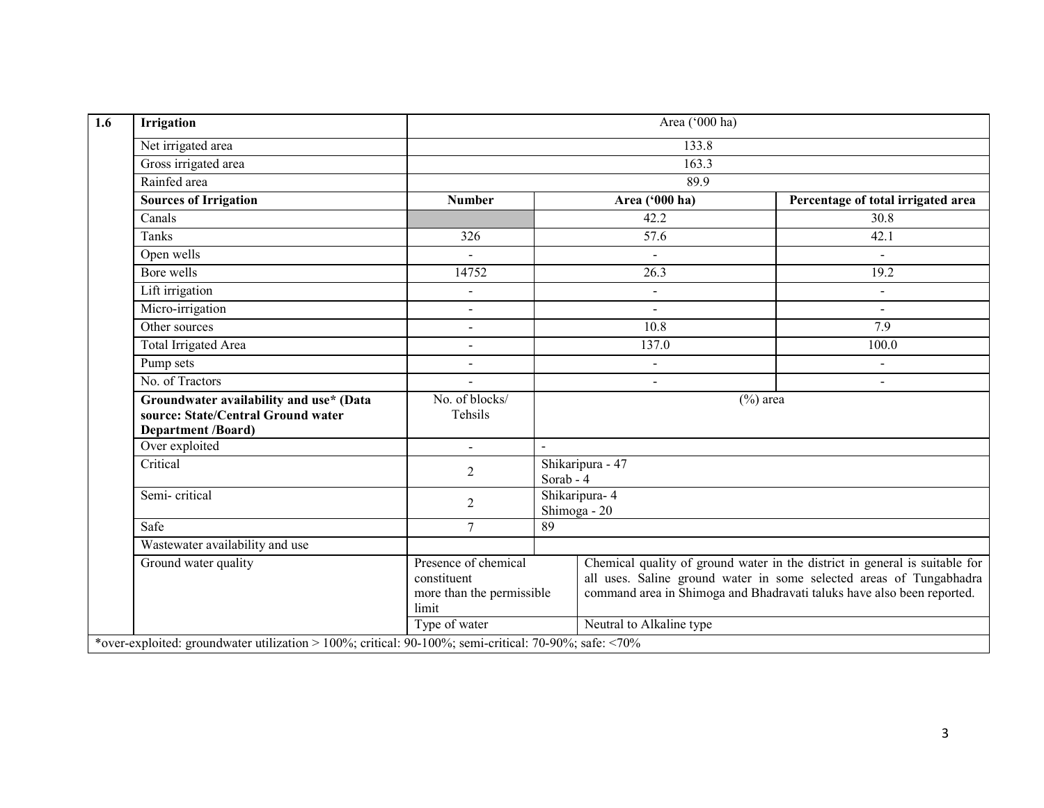| 1.6 | Irrigation | Area ('000 ha) | | |
|---|---|---|---|---|
| | Net irrigated area | 133.8 | | |
| | Gross irrigated area | 163.3 | | |
| | Rainfed area | 89.9 | | |
| | **Sources of Irrigation** | **Number** | **Area ('000 ha)** | **Percentage of total irrigated area** |
| | Canals | | 42.2 | 30.8 |
| | Tanks | 326 | 57.6 | 42.1 |
| | Open wells | - | - | - |
| | Bore wells | 14752 | 26.3 | 19.2 |
| | Lift irrigation | - | - | - |
| | Micro-irrigation | - | - | - |
| | Other sources | - | 10.8 | 7.9 |
| | Total Irrigated Area | - | 137.0 | 100.0 |
| | Pump sets | - | - | - |
| | No. of Tractors | - | - | - |
| | **Groundwater availability and use\* (Data source: State/Central Ground water Department /Board)** | No. of blocks/ Tehsils | (%) area | |
| | Over exploited | - | - | |
| | Critical | 2 | Shikaripura - 47<br>Sorab - 4 | |
| | Semi- critical | 2 | Shikaripura- 4<br>Shimoga - 20 | |
| | Safe | 7 | 89 | |
| | Wastewater availability and use | | | |
| | Ground water quality | Presence of chemical constituent more than the permissible limit | Chemical quality of ground water in the district in general is suitable for all uses. Saline ground water in some selected areas of Tungabhadra command area in Shimoga and Bhadravati taluks have also been reported. | |
| | | Type of water | Neutral to Alkaline type | |

\*over-exploited: groundwater utilization > 100%; critical: 90-100%; semi-critical: 70-90%; safe: <70%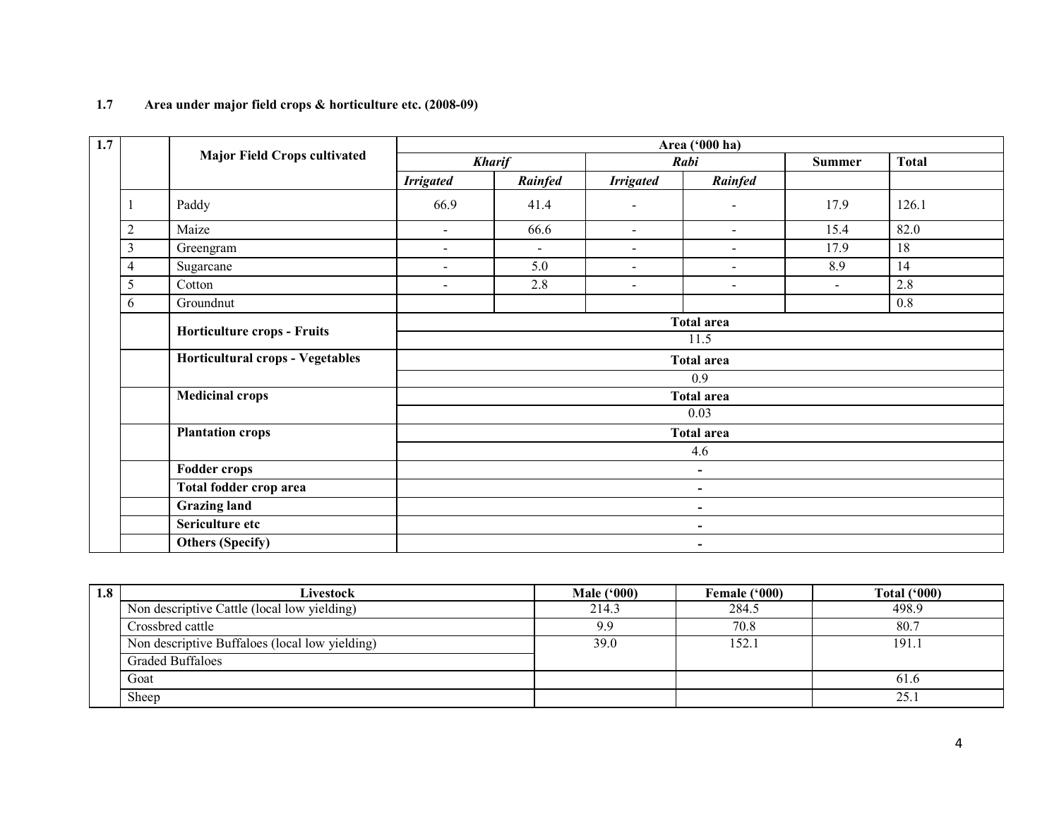**1.7 Area under major field crops & horticulture etc. (2008-09)**

| 1.7 | | Major Field Crops cultivated | Area ('000 ha) | | | | | |
|---|---|---|---|---|---|---|---|---|
| | | | *Kharif* | | *Rabi* | | Summer | Total |
| | | | *Irrigated* | *Rainfed* | *Irrigated* | *Rainfed* | | |
| | 1 | Paddy | 66.9 | 41.4 | - | - | 17.9 | 126.1 |
| | 2 | Maize | - | 66.6 | - | - | 15.4 | 82.0 |
| | 3 | Greengram | - | - | - | - | 17.9 | 18 |
| | 4 | Sugarcane | - | 5.0 | - | - | 8.9 | 14 |
| | 5 | Cotton | - | 2.8 | - | - | - | 2.8 |
| | 6 | Groundnut | | | | | | 0.8 |
| | | **Horticulture crops - Fruits** | **Total area** | | | | | |
| | | | 11.5 | | | | | |
| | | **Horticultural crops - Vegetables** | **Total area** | | | | | |
| | | | 0.9 | | | | | |
| | | **Medicinal crops** | **Total area** | | | | | |
| | | | 0.03 | | | | | |
| | | **Plantation crops** | **Total area** | | | | | |
| | | | 4.6 | | | | | |
| | | **Fodder crops** | - | | | | | |
| | | **Total fodder crop area** | - | | | | | |
| | | **Grazing land** | - | | | | | |
| | | **Sericulture etc** | - | | | | | |
| | | **Others (Specify)** | - | | | | | |

| 1.8 | Livestock | Male ('000) | Female ('000) | Total ('000) |
|---|---|---|---|---|
| | Non descriptive Cattle (local low yielding) | 214.3 | 284.5 | 498.9 |
| | Crossbred cattle | 9.9 | 70.8 | 80.7 |
| | Non descriptive Buffaloes (local low yielding) | 39.0 | 152.1 | 191.1 |
| | Graded Buffaloes | | | |
| | Goat | | | 61.6 |
| | Sheep | | | 25.1 |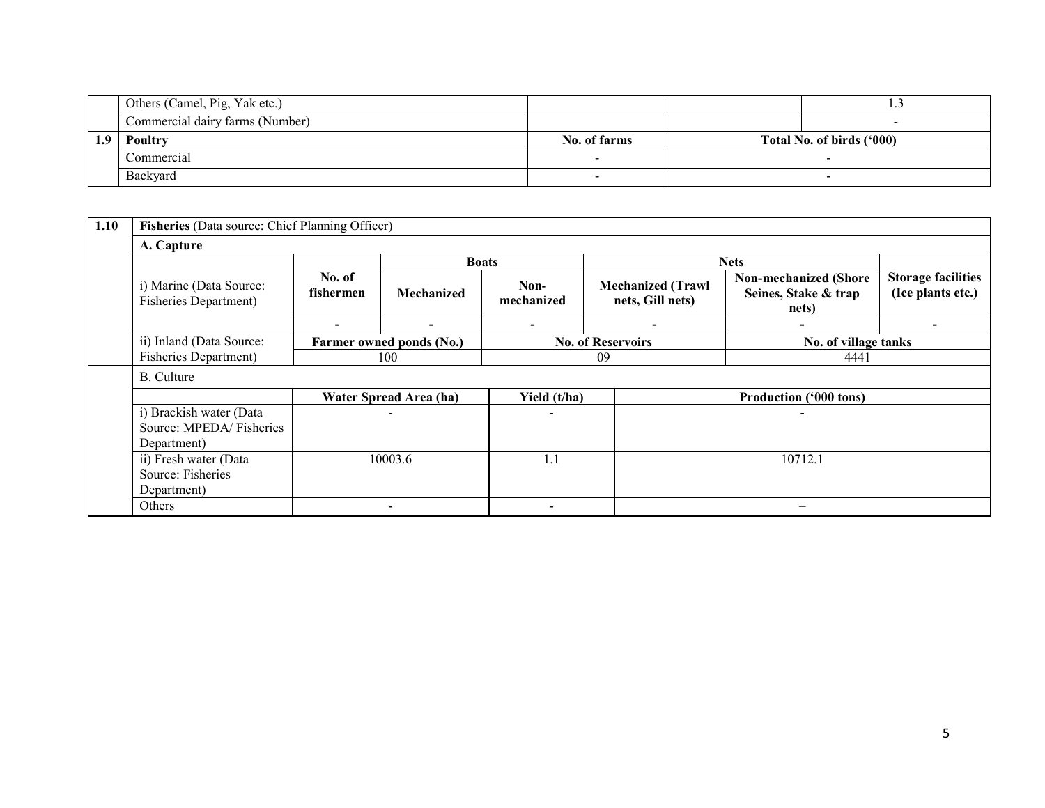| | | | | |
|---|---|---|---|---|
| | Others (Camel, Pig, Yak etc.) | | | 1.3 |
| | Commercial dairy farms (Number) | | | - |
| **1.9** | **Poultry** | **No. of farms** | **Total No. of birds ('000)** | |
| | Commercial | - | - | |
| | Backyard | - | - | |

| | | | | | | | |
|---|---|---|---|---|---|---|---|
| **1.10** | **Fisheries** (Data source: Chief Planning Officer) | | | | | | |
| | **A. Capture** | | | | | | |
| | i) Marine (Data Source: Fisheries Department) | **No. of fishermen** | **Boats** | | **Nets** | | **Storage facilities (Ice plants etc.)** |
| | | | **Mechanized** | **Non-mechanized** | **Mechanized (Trawl nets, Gill nets)** | **Non-mechanized (Shore Seines, Stake & trap nets)** | |
| | | - | - | - | - | - | - |
| | ii) Inland (Data Source: Fisheries Department) | **Farmer owned ponds (No.)** | | **No. of Reservoirs** | | **No. of village tanks** | |
| | | 100 | | 09 | | 4441 | |
| | B. Culture | | | | | | |
| | | **Water Spread Area (ha)** | | **Yield (t/ha)** | **Production ('000 tons)** | | |
| | i) Brackish water (Data Source: MPEDA/ Fisheries Department) | - | | - | - | | |
| | ii) Fresh water (Data Source: Fisheries Department) | 10003.6 | | 1.1 | 10712.1 | | |
| | Others | - | | - | – | | |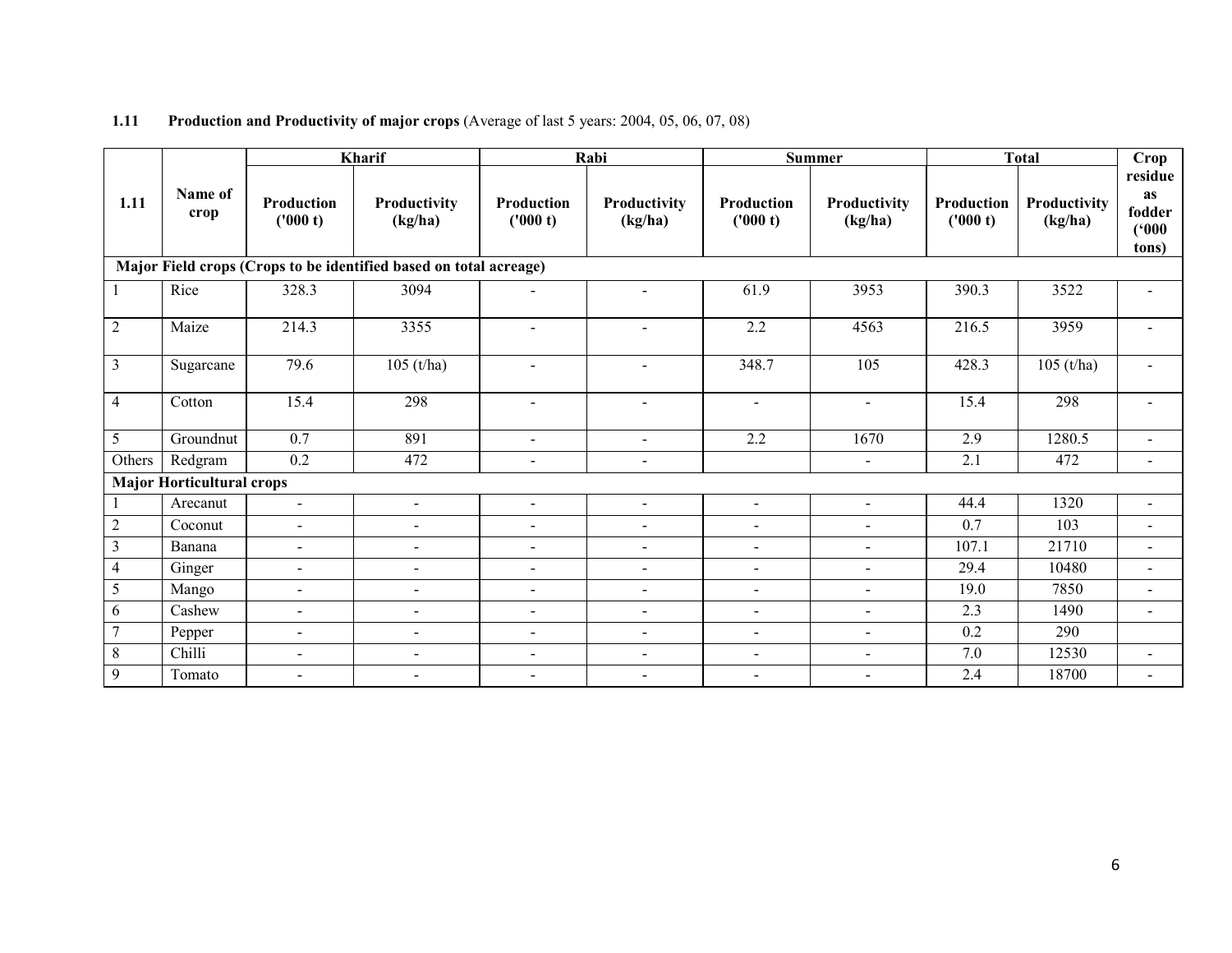**1.11 Production and Productivity of major crops** (Average of last 5 years: 2004, 05, 06, 07, 08)

| 1.11 | Name of crop | Kharif | | Rabi | | Summer | | Total | | Crop residue as fodder ('000 tons) |
|---|---|---|---|---|---|---|---|---|---|---|
| | | Production ('000 t) | Productivity (kg/ha) | Production ('000 t) | Productivity (kg/ha) | Production ('000 t) | Productivity (kg/ha) | Production ('000 t) | Productivity (kg/ha) | |
| **Major Field crops (Crops to be identified based on total acreage)** | | | | | | | | | | |
| 1 | Rice | 328.3 | 3094 | - | - | 61.9 | 3953 | 390.3 | 3522 | - |
| 2 | Maize | 214.3 | 3355 | - | - | 2.2 | 4563 | 216.5 | 3959 | - |
| 3 | Sugarcane | 79.6 | 105 (t/ha) | - | - | 348.7 | 105 | 428.3 | 105 (t/ha) | - |
| 4 | Cotton | 15.4 | 298 | - | - | - | - | 15.4 | 298 | - |
| 5 | Groundnut | 0.7 | 891 | - | - | 2.2 | 1670 | 2.9 | 1280.5 | - |
| Others | Redgram | 0.2 | 472 | - | - | | - | 2.1 | 472 | - |
| **Major Horticultural crops** | | | | | | | | | | |
| 1 | Arecanut | - | - | - | - | - | - | 44.4 | 1320 | - |
| 2 | Coconut | - | - | - | - | - | - | 0.7 | 103 | - |
| 3 | Banana | - | - | - | - | - | - | 107.1 | 21710 | - |
| 4 | Ginger | - | - | - | - | - | - | 29.4 | 10480 | - |
| 5 | Mango | - | - | - | - | - | - | 19.0 | 7850 | - |
| 6 | Cashew | - | - | - | - | - | - | 2.3 | 1490 | - |
| 7 | Pepper | - | - | - | - | - | - | 0.2 | 290 | |
| 8 | Chilli | - | - | - | - | - | - | 7.0 | 12530 | - |
| 9 | Tomato | - | - | - | - | - | - | 2.4 | 18700 | - |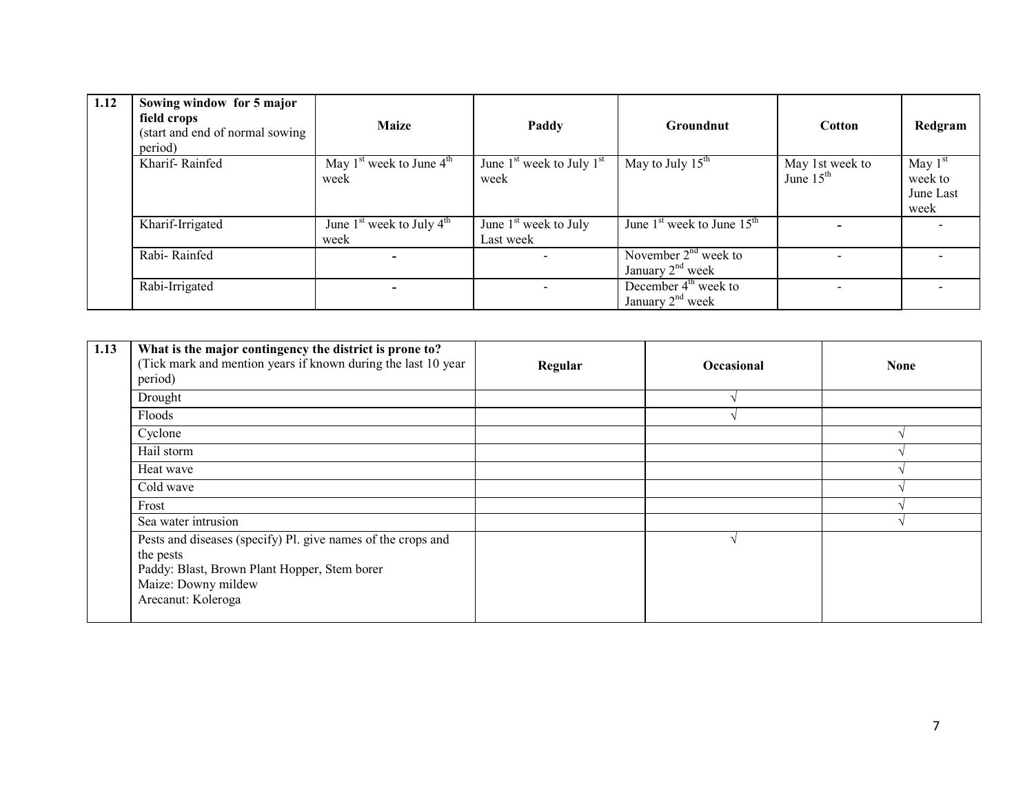| 1.12 | Sowing window for 5 major field crops (start and end of normal sowing period) | Maize | Paddy | Groundnut | Cotton | Redgram |
|---|---|---|---|---|---|---|
| | Kharif- Rainfed | May 1st week to June 4th week | June 1st week to July 1st week | May to July 15th | May 1st week to June 15th | May 1st week to June Last week |
| | Kharif-Irrigated | June 1st week to July 4th week | June 1st week to July Last week | June 1st week to June 15th | - | - |
| | Rabi- Rainfed | - | - | November 2nd week to January 2nd week | - | - |
| | Rabi-Irrigated | - | - | December 4th week to January 2nd week | - | - |

| 1.13 | What is the major contingency the district is prone to? (Tick mark and mention years if known during the last 10 year period) | Regular | Occasional | None |
|---|---|---|---|---|
| | Drought | | √ | |
| | Floods | | √ | |
| | Cyclone | | | √ |
| | Hail storm | | | √ |
| | Heat wave | | | √ |
| | Cold wave | | | √ |
| | Frost | | | √ |
| | Sea water intrusion | | | √ |
| | Pests and diseases (specify) Pl. give names of the crops and the pests<br>Paddy: Blast, Brown Plant Hopper, Stem borer<br>Maize: Downy mildew<br>Arecanut: Koleroga | | √ | |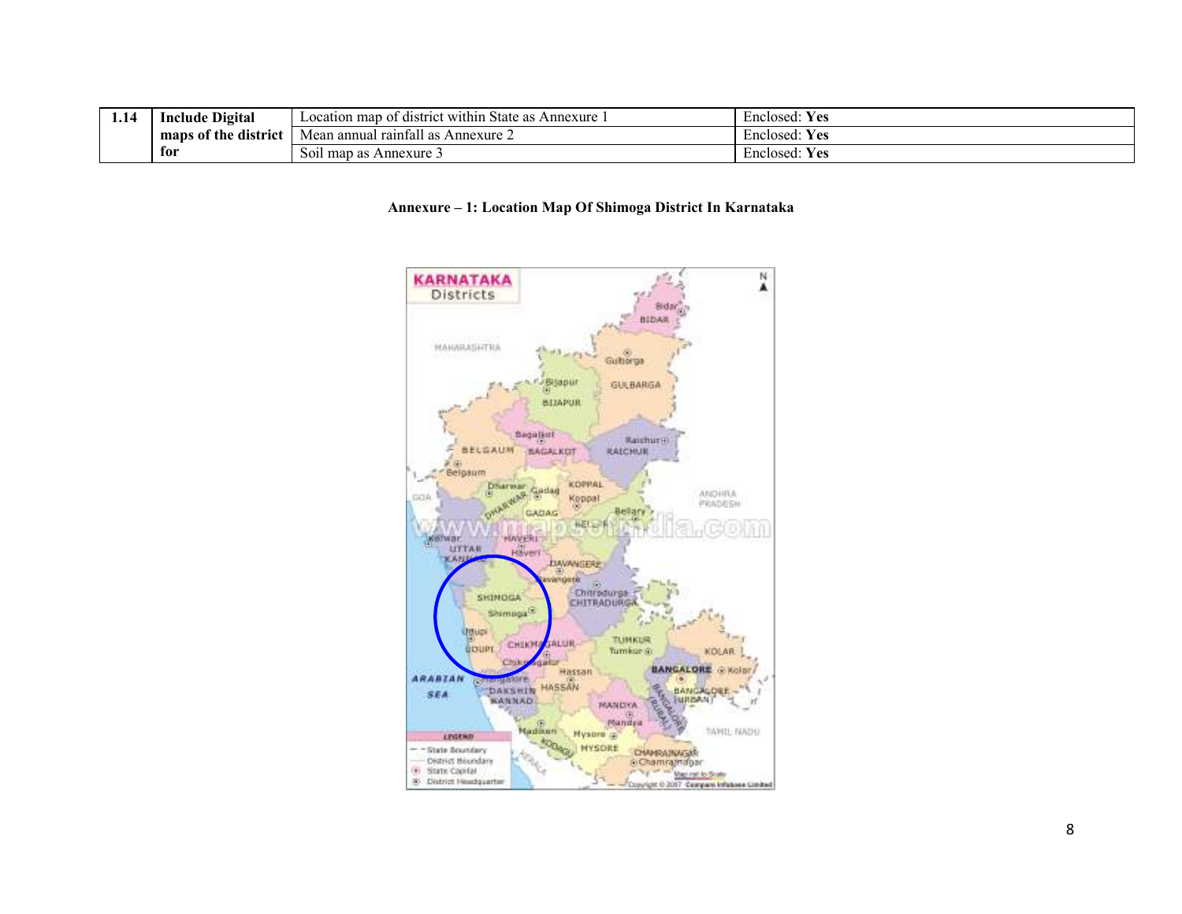| 1.14 | Include Digital maps of the district for | Location map of district within State as Annexure 1 | Enclosed: **Yes** |
|---|---|---|---|
| | | Mean annual rainfall as Annexure 2 | Enclosed: **Yes** |
| | | Soil map as Annexure 3 | Enclosed: **Yes** |

**Annexure – 1: Location Map Of Shimoga District In Karnataka**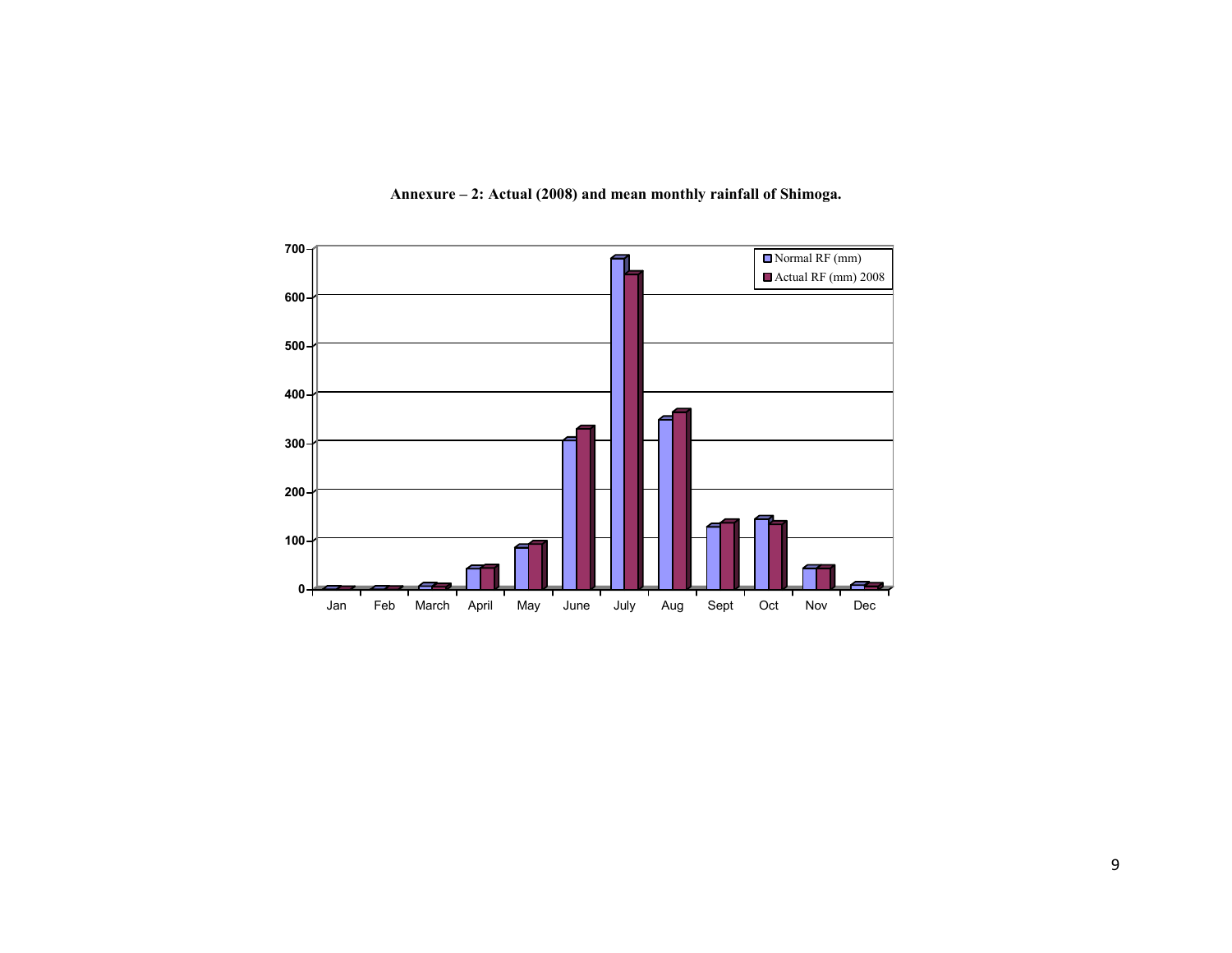**Annexure – 2: Actual (2008) and mean monthly rainfall of Shimoga.**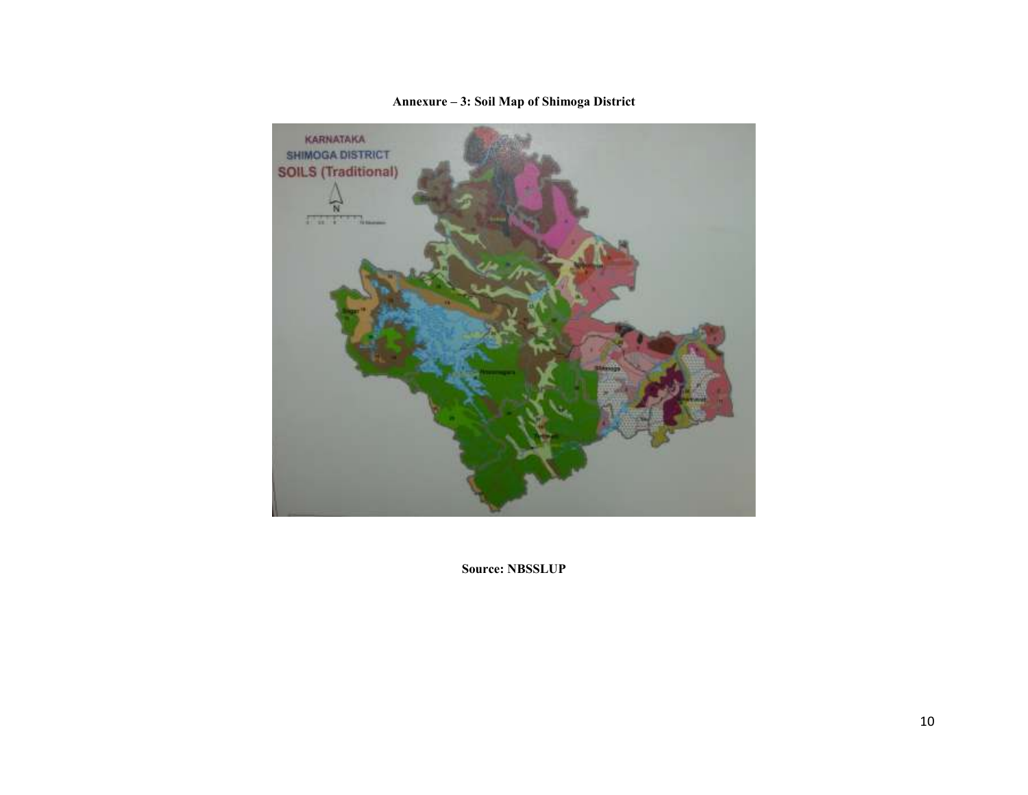**Annexure – 3: Soil Map of Shimoga District**

**Source: NBSSLUP**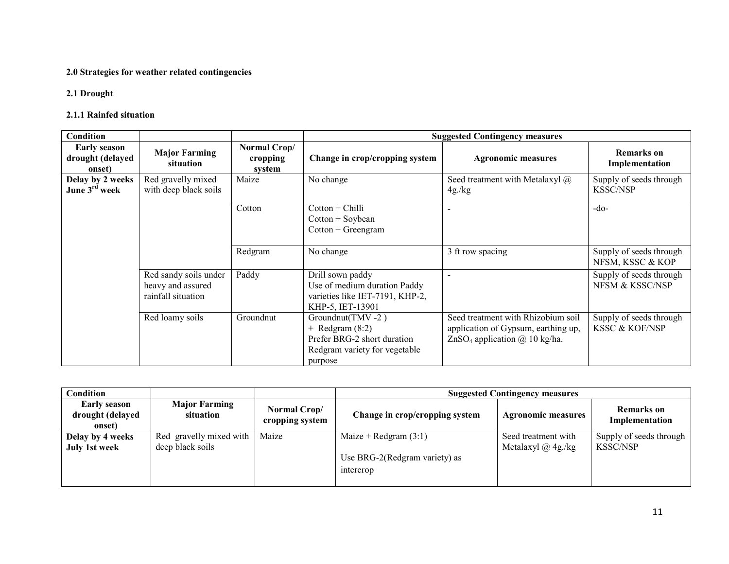**2.0 Strategies for weather related contingencies**

**2.1 Drought**

**2.1.1 Rainfed situation**

| Condition | | | Suggested Contingency measures | | |
|---|---|---|---|---|---|
| **Early season drought (delayed onset)** | **Major Farming situation** | **Normal Crop/ cropping system** | **Change in crop/cropping system** | **Agronomic measures** | **Remarks on Implementation** |
| **Delay by 2 weeks June 3rd week** | Red gravelly mixed with deep black soils | Maize | No change | Seed treatment with Metalaxyl @ 4g./kg | Supply of seeds through KSSC/NSP |
| | | Cotton | Cotton + Chilli<br>Cotton + Soybean<br>Cotton + Greengram | - | -do- |
| | | Redgram | No change | 3 ft row spacing | Supply of seeds through NFSM, KSSC & KOP |
| | Red sandy soils under heavy and assured rainfall situation | Paddy | Drill sown paddy<br>Use of medium duration Paddy varieties like IET-7191, KHP-2, KHP-5, IET-13901 | - | Supply of seeds through NFSM & KSSC/NSP |
| | Red loamy soils | Groundnut | Groundnut(TMV -2 ) + Redgram (8:2)<br>Prefer BRG-2 short duration Redgram variety for vegetable purpose | Seed treatment with Rhizobium soil application of Gypsum, earthing up, $ZnSO_4$ application @ 10 kg/ha. | Supply of seeds through KSSC & KOF/NSP |

| Condition | | | Suggested Contingency measures | | |
|---|---|---|---|---|---|
| **Early season drought (delayed onset)** | **Major Farming situation** | **Normal Crop/ cropping system** | **Change in crop/cropping system** | **Agronomic measures** | **Remarks on Implementation** |
| **Delay by 4 weeks July 1st week** | Red gravelly mixed with deep black soils | Maize | Maize + Redgram (3:1)<br>Use BRG-2(Redgram variety) as intercrop | Seed treatment with Metalaxyl @ 4g./kg | Supply of seeds through KSSC/NSP |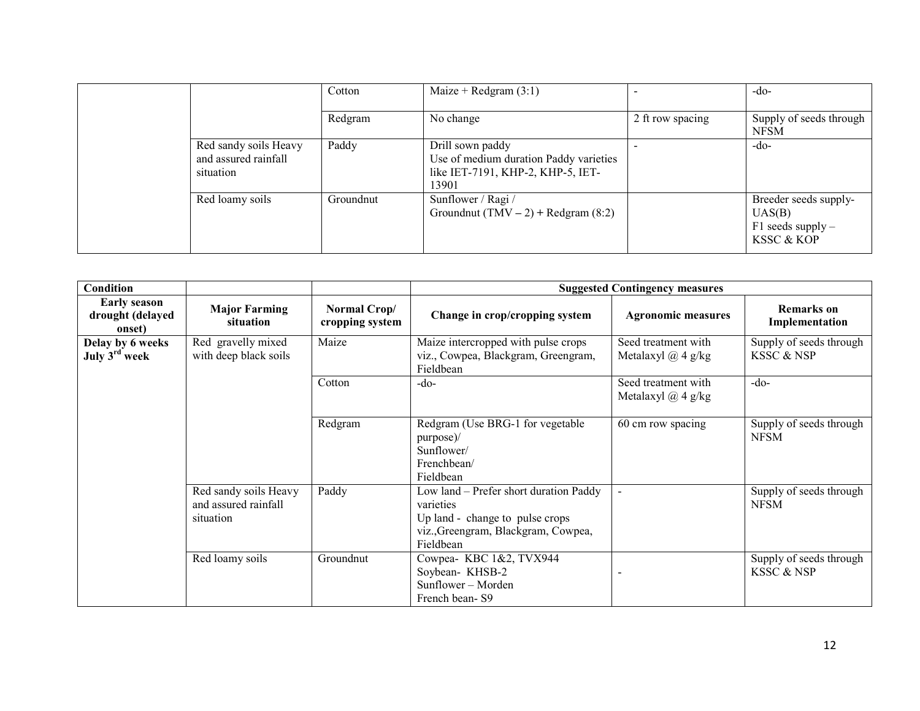| | | | | | |
|---|---|---|---|---|---|
| | | Cotton | Maize + Redgram (3:1) | - | -do- |
| | | Redgram | No change | 2 ft row spacing | Supply of seeds through NFSM |
| | Red sandy soils Heavy and assured rainfall situation | Paddy | Drill sown paddy<br>Use of medium duration Paddy varieties like IET-7191, KHP-2, KHP-5, IET-13901 | - | -do- |
| | Red loamy soils | Groundnut | Sunflower / Ragi /<br>Groundnut (TMV – 2) + Redgram (8:2) | | Breeder seeds supply-UAS(B)<br>F1 seeds supply – KSSC & KOP |

| Condition | | | Suggested Contingency measures | | |
|---|---|---|---|---|---|
| **Early season drought (delayed onset)** | **Major Farming situation** | **Normal Crop/ cropping system** | **Change in crop/cropping system** | **Agronomic measures** | **Remarks on Implementation** |
| **Delay by 6 weeks July 3rd week** | Red gravelly mixed with deep black soils | Maize | Maize intercropped with pulse crops viz., Cowpea, Blackgram, Greengram, Fieldbean | Seed treatment with Metalaxyl @ 4 g/kg | Supply of seeds through KSSC & NSP |
| | | Cotton | -do- | Seed treatment with Metalaxyl @ 4 g/kg | -do- |
| | | Redgram | Redgram (Use BRG-1 for vegetable purpose)/<br>Sunflower/<br>Frenchbean/<br>Fieldbean | 60 cm row spacing | Supply of seeds through NFSM |
| | Red sandy soils Heavy and assured rainfall situation | Paddy | Low land – Prefer short duration Paddy varieties<br>Up land - change to pulse crops viz.,Greengram, Blackgram, Cowpea, Fieldbean | - | Supply of seeds through NFSM |
| | Red loamy soils | Groundnut | Cowpea- KBC 1&2, TVX944<br>Soybean- KHSB-2<br>Sunflower – Morden<br>French bean- S9 | - | Supply of seeds through KSSC & NSP |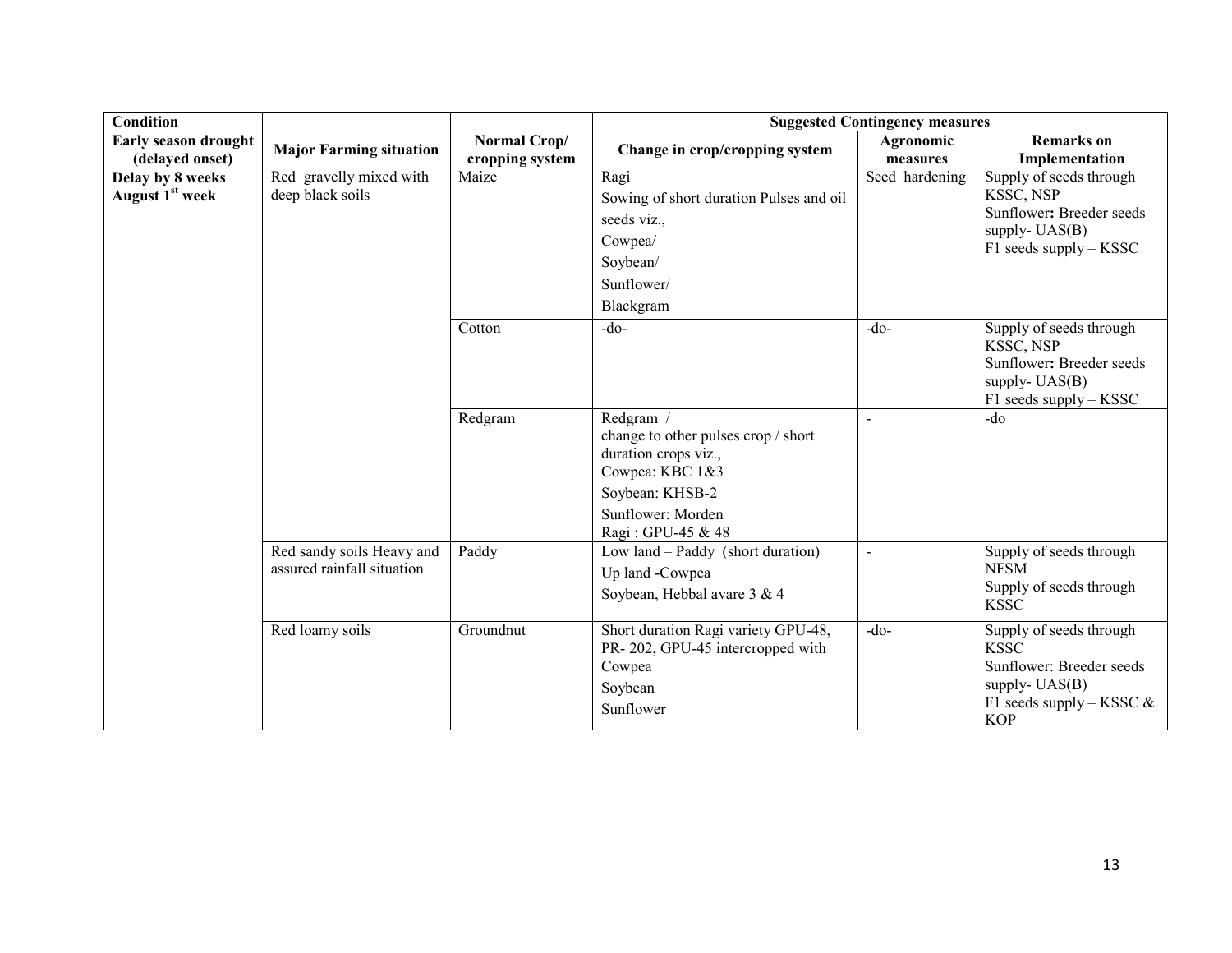| Condition | | | Suggested Contingency measures | | |
|---|---|---|---|---|---|
| **Early season drought (delayed onset)** | **Major Farming situation** | **Normal Crop/ cropping system** | **Change in crop/cropping system** | **Agronomic measures** | **Remarks on Implementation** |
| **Delay by 8 weeks August 1st week** | Red gravelly mixed with deep black soils | Maize | Ragi<br>Sowing of short duration Pulses and oil seeds viz.,<br>Cowpea/<br>Soybean/<br>Sunflower/<br>Blackgram | Seed hardening | Supply of seeds through KSSC, NSP<br>Sunflower**:** Breeder seeds supply- UAS(B)<br>F1 seeds supply – KSSC |
| | | Cotton | -do- | -do- | Supply of seeds through KSSC, NSP<br>Sunflower**:** Breeder seeds supply- UAS(B)<br>F1 seeds supply – KSSC |
| | | Redgram | Redgram /<br>change to other pulses crop / short duration crops viz.,<br>Cowpea: KBC 1&3<br>Soybean: KHSB-2<br>Sunflower: Morden<br>Ragi : GPU-45 & 48 | - | -do |
| | Red sandy soils Heavy and assured rainfall situation | Paddy | Low land – Paddy (short duration)<br>Up land -Cowpea<br>Soybean, Hebbal avare 3 & 4 | - | Supply of seeds through NFSM<br>Supply of seeds through KSSC |
| | Red loamy soils | Groundnut | Short duration Ragi variety GPU-48, PR- 202, GPU-45 intercropped with<br>Cowpea<br>Soybean<br>Sunflower | -do- | Supply of seeds through KSSC<br>Sunflower: Breeder seeds supply- UAS(B)<br>F1 seeds supply – KSSC & KOP |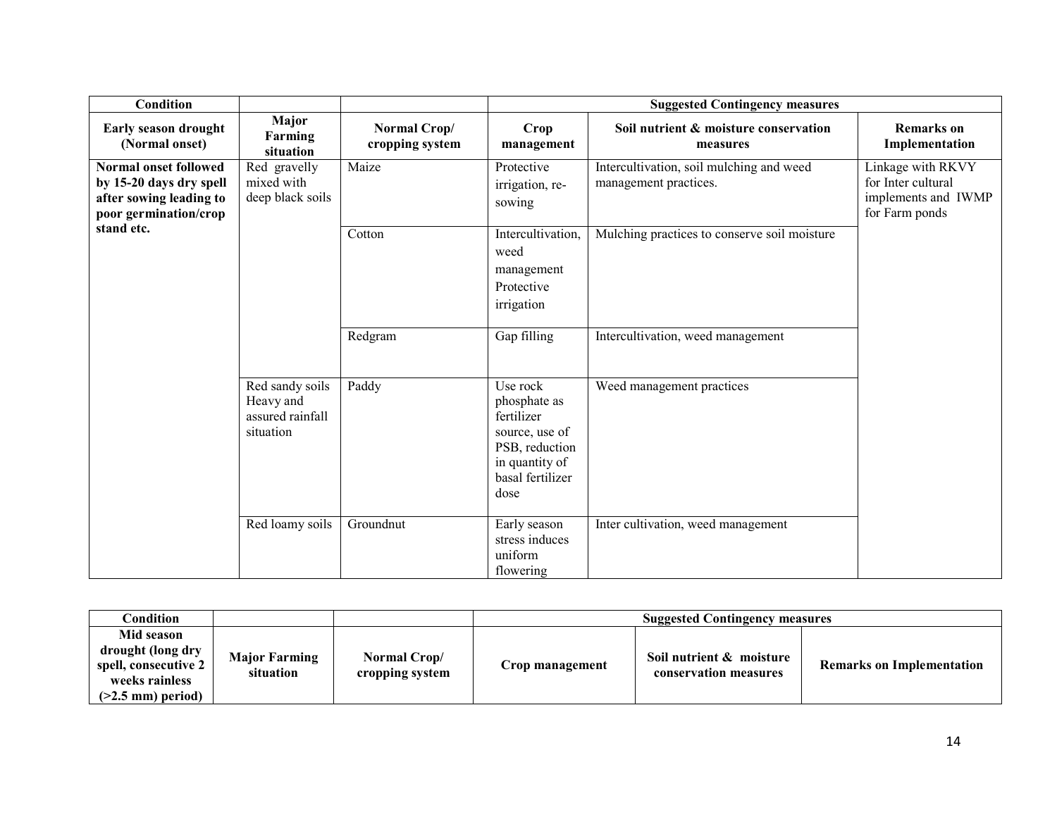| Condition | | | Suggested Contingency measures | | |
|---|---|---|---|---|---|
| **Early season drought (Normal onset)** | **Major Farming situation** | **Normal Crop/ cropping system** | **Crop management** | **Soil nutrient & moisture conservation measures** | **Remarks on Implementation** |
| **Normal onset followed by 15-20 days dry spell after sowing leading to poor germination/crop stand etc.** | Red gravelly mixed with deep black soils | Maize | Protective irrigation, re-sowing | Intercultivation, soil mulching and weed management practices. | Linkage with RKVY for Inter cultural implements and IWMP for Farm ponds |
| | | Cotton | Intercultivation, weed management Protective irrigation | Mulching practices to conserve soil moisture | |
| | | Redgram | Gap filling | Intercultivation, weed management | |
| | Red sandy soils Heavy and assured rainfall situation | Paddy | Use rock phosphate as fertilizer source, use of PSB, reduction in quantity of basal fertilizer dose | Weed management practices | |
| | Red loamy soils | Groundnut | Early season stress induces uniform flowering | Inter cultivation, weed management | |

| Condition | | | Suggested Contingency measures | | |
|---|---|---|---|---|---|
| **Mid season drought (long dry spell, consecutive 2 weeks rainless (>2.5 mm) period)** | **Major Farming situation** | **Normal Crop/ cropping system** | **Crop management** | **Soil nutrient & moisture conservation measures** | **Remarks on Implementation** |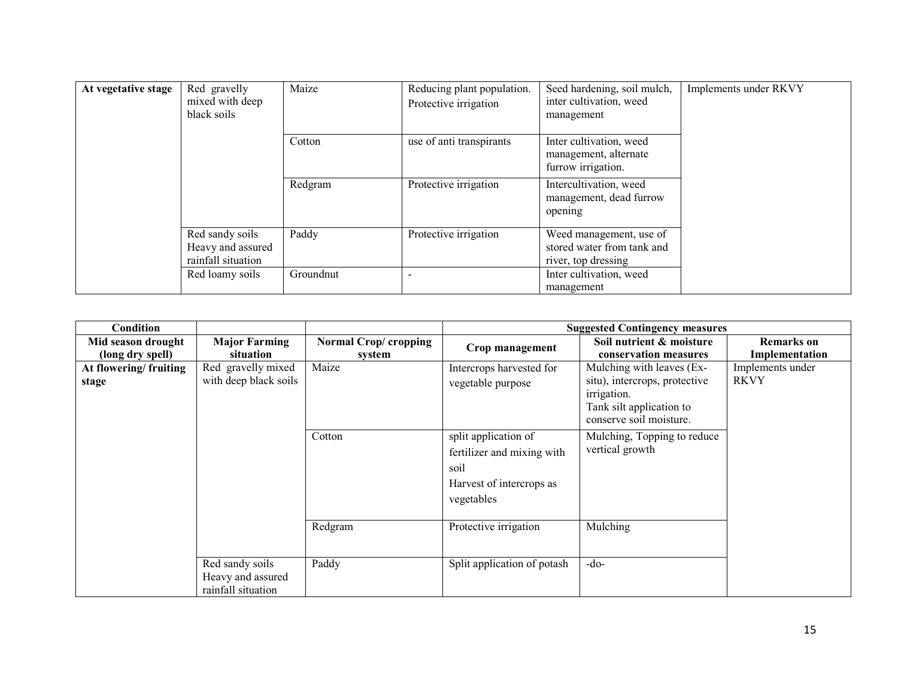| | | | | | |
|---|---|---|---|---|---|
| **At vegetative stage** | Red gravelly mixed with deep black soils | Maize | Reducing plant population. Protective irrigation | Seed hardening, soil mulch, inter cultivation, weed management | Implements under RKVY |
| | | Cotton | use of anti transpirants | Inter cultivation, weed management, alternate furrow irrigation. | |
| | | Redgram | Protective irrigation | Intercultivation, weed management, dead furrow opening | |
| | Red sandy soils Heavy and assured rainfall situation | Paddy | Protective irrigation | Weed management, use of stored water from tank and river, top dressing | |
| | Red loamy soils | Groundnut | - | Inter cultivation, weed management | |

| **Condition** | | | **Suggested Contingency measures** | | |
|---|---|---|---|---|---|
| **Mid season drought (long dry spell)** | **Major Farming situation** | **Normal Crop/ cropping system** | **Crop management** | **Soil nutrient & moisture conservation measures** | **Remarks on Implementation** |
| **At flowering/ fruiting stage** | Red gravelly mixed with deep black soils | Maize | Intercrops harvested for vegetable purpose | Mulching with leaves (Ex-situ), intercrops, protective irrigation. Tank silt application to conserve soil moisture. | Implements under RKVY |
| | | Cotton | split application of fertilizer and mixing with soil Harvest of intercrops as vegetables | Mulching, Topping to reduce vertical growth | |
| | | Redgram | Protective irrigation | Mulching | |
| | Red sandy soils Heavy and assured rainfall situation | Paddy | Split application of potash | -do- | |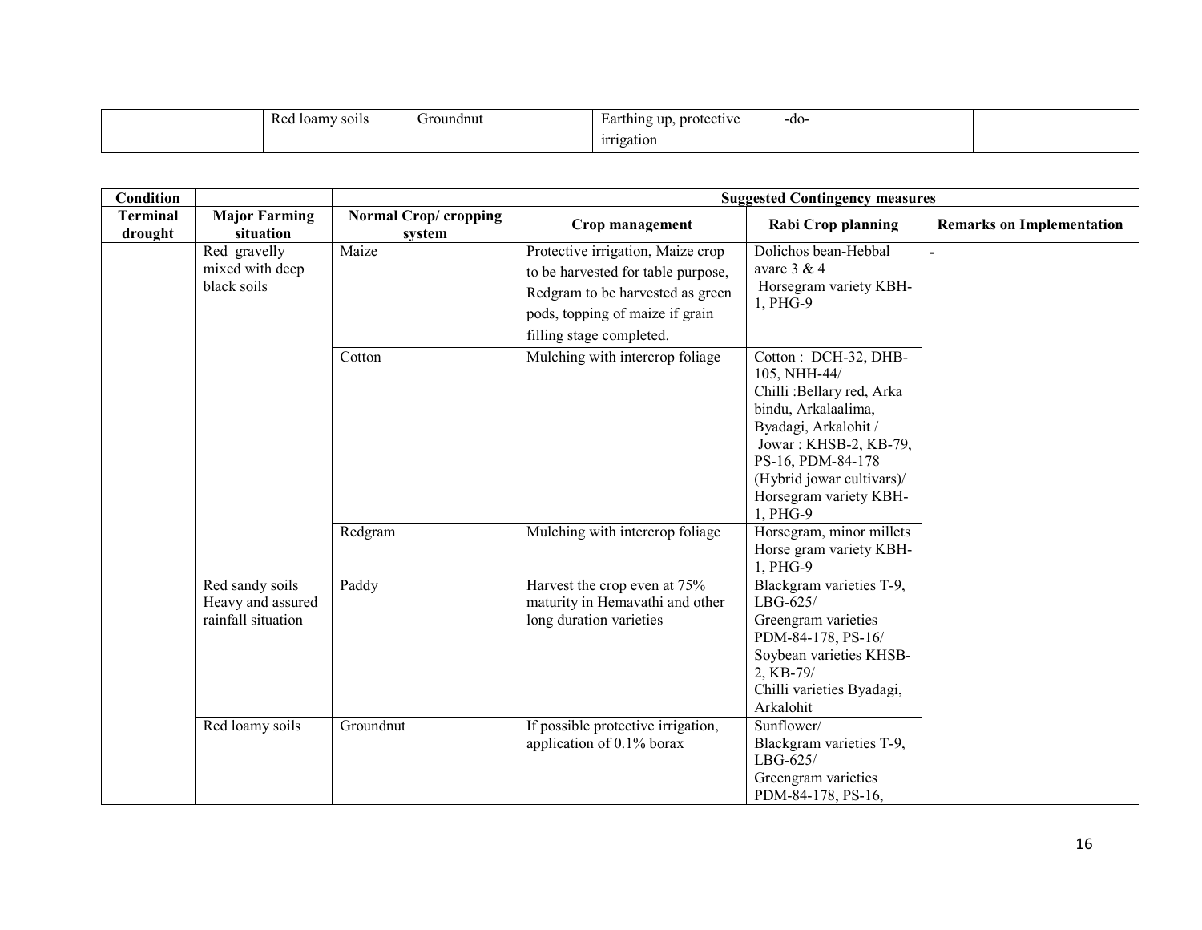|  | Red loamy soils | Groundnut | Earthing up, protective irrigation | -do- |  |
|---|---|---|---|---|---|

| Condition |  |  | Suggested Contingency measures |  |  |
|---|---|---|---|---|---|
| **Terminal drought** | **Major Farming situation** | **Normal Crop/ cropping system** | **Crop management** | **Rabi Crop planning** | **Remarks on Implementation** |
|  | Red gravelly mixed with deep black soils | Maize | Protective irrigation, Maize crop to be harvested for table purpose, Redgram to be harvested as green pods, topping of maize if grain filling stage completed. | Dolichos bean-Hebbal avare 3 & 4<br>Horsegram variety KBH-1, PHG-9 | - |
|  |  | Cotton | Mulching with intercrop foliage | Cotton : DCH-32, DHB-105, NHH-44/<br>Chilli :Bellary red, Arka bindu, Arkalaalima, Byadagi, Arkalohit /<br>Jowar : KHSB-2, KB-79, PS-16, PDM-84-178 (Hybrid jowar cultivars)/<br>Horsegram variety KBH-1, PHG-9 |  |
|  |  | Redgram | Mulching with intercrop foliage | Horsegram, minor millets<br>Horse gram variety KBH-1, PHG-9 |  |
|  | Red sandy soils Heavy and assured rainfall situation | Paddy | Harvest the crop even at 75% maturity in Hemavathi and other long duration varieties | Blackgram varieties T-9, LBG-625/<br>Greengram varieties PDM-84-178, PS-16/<br>Soybean varieties KHSB-2, KB-79/<br>Chilli varieties Byadagi, Arkalohit |  |
|  | Red loamy soils | Groundnut | If possible protective irrigation, application of 0.1% borax | Sunflower/<br>Blackgram varieties T-9, LBG-625/<br>Greengram varieties PDM-84-178, PS-16, |  |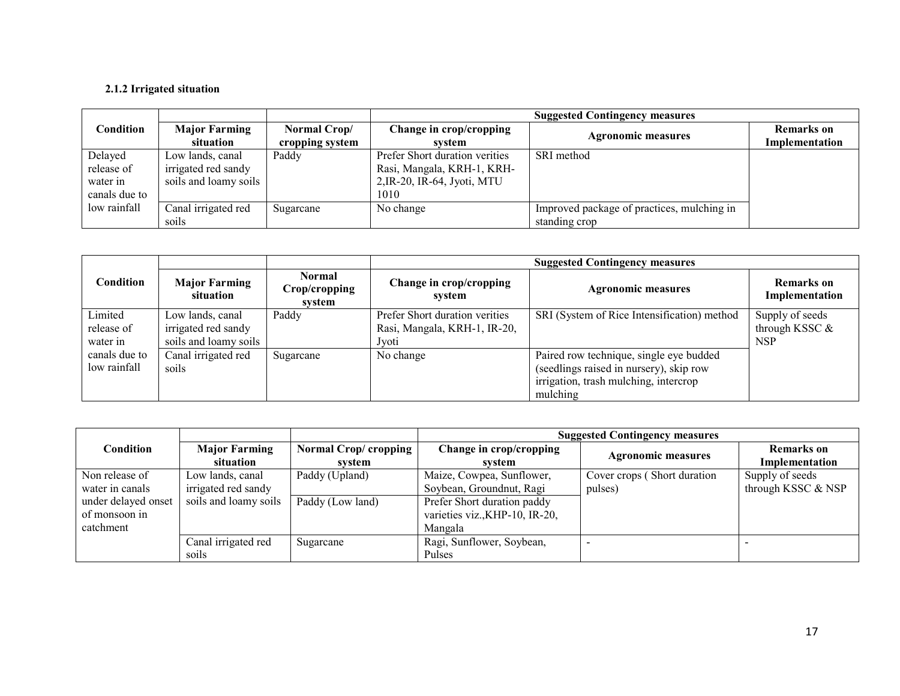**2.1.2 Irrigated situation**

| Condition | Major Farming situation | Normal Crop/ cropping system | Suggested Contingency measures | | |
|---|---|---|---|---|---|
| | | | Change in crop/cropping system | Agronomic measures | Remarks on Implementation |
| Delayed release of water in canals due to low rainfall | Low lands, canal irrigated red sandy soils and loamy soils | Paddy | Prefer Short duration verities Rasi, Mangala, KRH-1, KRH-2,IR-20, IR-64, Jyoti, MTU 1010 | SRI method | |
| | Canal irrigated red soils | Sugarcane | No change | Improved package of practices, mulching in standing crop | |

| Condition | Major Farming situation | Normal Crop/cropping system | Suggested Contingency measures | | |
|---|---|---|---|---|---|
| | | | Change in crop/cropping system | Agronomic measures | Remarks on Implementation |
| Limited release of water in canals due to low rainfall | Low lands, canal irrigated red sandy soils and loamy soils | Paddy | Prefer Short duration verities Rasi, Mangala, KRH-1, IR-20, Jyoti | SRI (System of Rice Intensification) method | Supply of seeds through KSSC & NSP |
| | Canal irrigated red soils | Sugarcane | No change | Paired row technique, single eye budded (seedlings raised in nursery), skip row irrigation, trash mulching, intercrop mulching | |

| Condition | Major Farming situation | Normal Crop/ cropping system | Suggested Contingency measures | | |
|---|---|---|---|---|---|
| | | | Change in crop/cropping system | Agronomic measures | Remarks on Implementation |
| Non release of water in canals under delayed onset of monsoon in catchment | Low lands, canal irrigated red sandy soils and loamy soils | Paddy (Upland) | Maize, Cowpea, Sunflower, Soybean, Groundnut, Ragi | Cover crops ( Short duration pulses) | Supply of seeds through KSSC & NSP |
| | | Paddy (Low land) | Prefer Short duration paddy varieties viz.,KHP-10, IR-20, Mangala | | |
| | Canal irrigated red soils | Sugarcane | Ragi, Sunflower, Soybean, Pulses | - | - |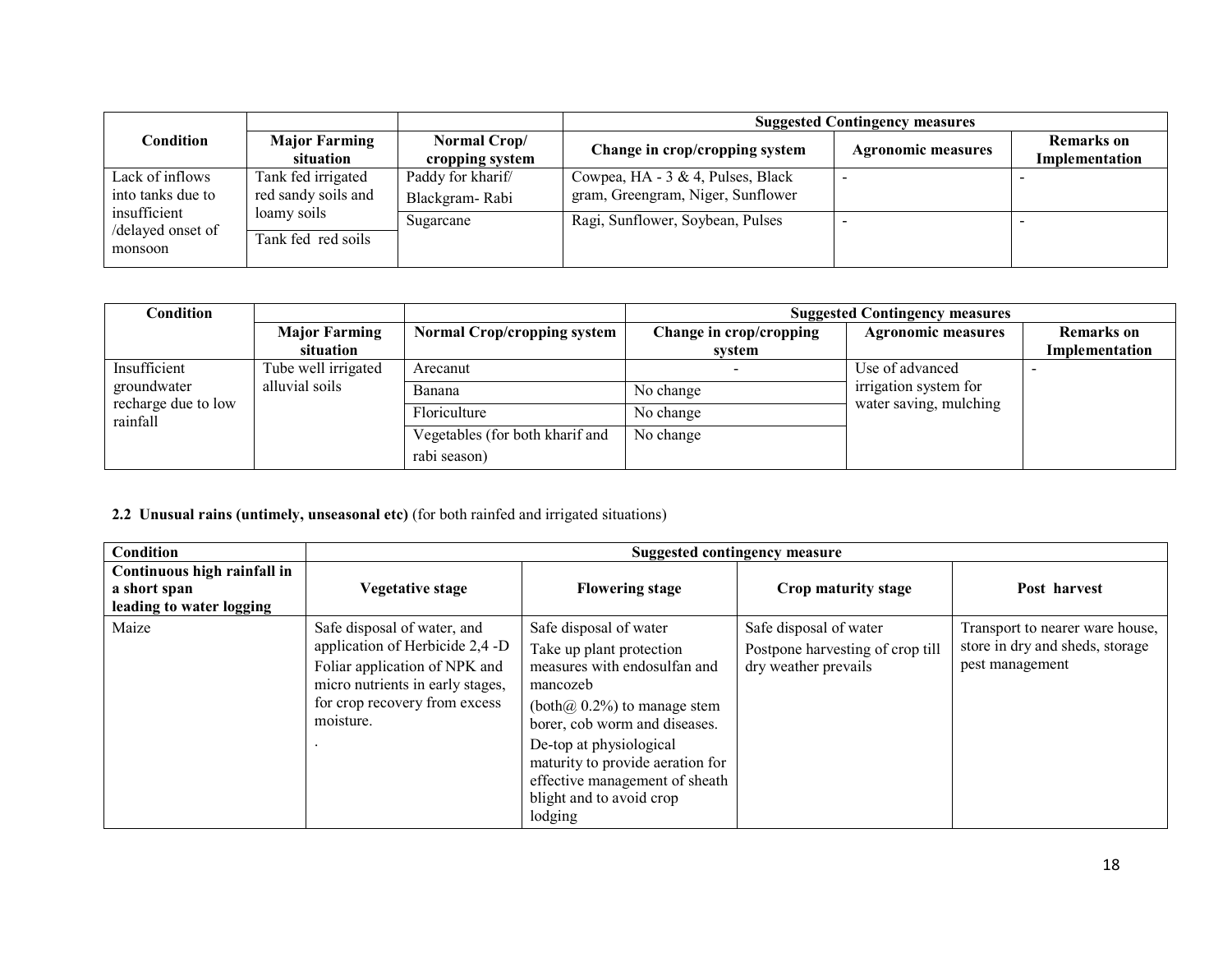| Condition | Major Farming situation | Normal Crop/ cropping system | Suggested Contingency measures | | |
|---|---|---|---|---|---|
| | | | Change in crop/cropping system | Agronomic measures | Remarks on Implementation |
| Lack of inflows into tanks due to insufficient /delayed onset of monsoon | Tank fed irrigated red sandy soils and loamy soils | Paddy for kharif/ Blackgram- Rabi | Cowpea, HA - 3 & 4, Pulses, Black gram, Greengram, Niger, Sunflower | - | - |
| | Tank fed red soils | Sugarcane | Ragi, Sunflower, Soybean, Pulses | - | - |

| Condition | Major Farming situation | Normal Crop/cropping system | Suggested Contingency measures | | |
|---|---|---|---|---|---|
| | | | Change in crop/cropping system | Agronomic measures | Remarks on Implementation |
| Insufficient groundwater recharge due to low rainfall | Tube well irrigated alluvial soils | Arecanut | - | Use of advanced irrigation system for water saving, mulching | - |
| | | Banana | No change | | |
| | | Floriculture | No change | | |
| | | Vegetables (for both kharif and rabi season) | No change | | |

**2.2 Unusual rains (untimely, unseasonal etc)** (for both rainfed and irrigated situations)

| Condition | Suggested contingency measure | | | |
|---|---|---|---|---|
| **Continuous high rainfall in a short span leading to water logging** | **Vegetative stage** | **Flowering stage** | **Crop maturity stage** | **Post harvest** |
| Maize | Safe disposal of water, and application of Herbicide 2,4 -D Foliar application of NPK and micro nutrients in early stages, for crop recovery from excess moisture. . | Safe disposal of water Take up plant protection measures with endosulfan and mancozeb (both@ 0.2%) to manage stem borer, cob worm and diseases. De-top at physiological maturity to provide aeration for effective management of sheath blight and to avoid crop lodging | Safe disposal of water Postpone harvesting of crop till dry weather prevails | Transport to nearer ware house, store in dry and sheds, storage pest management |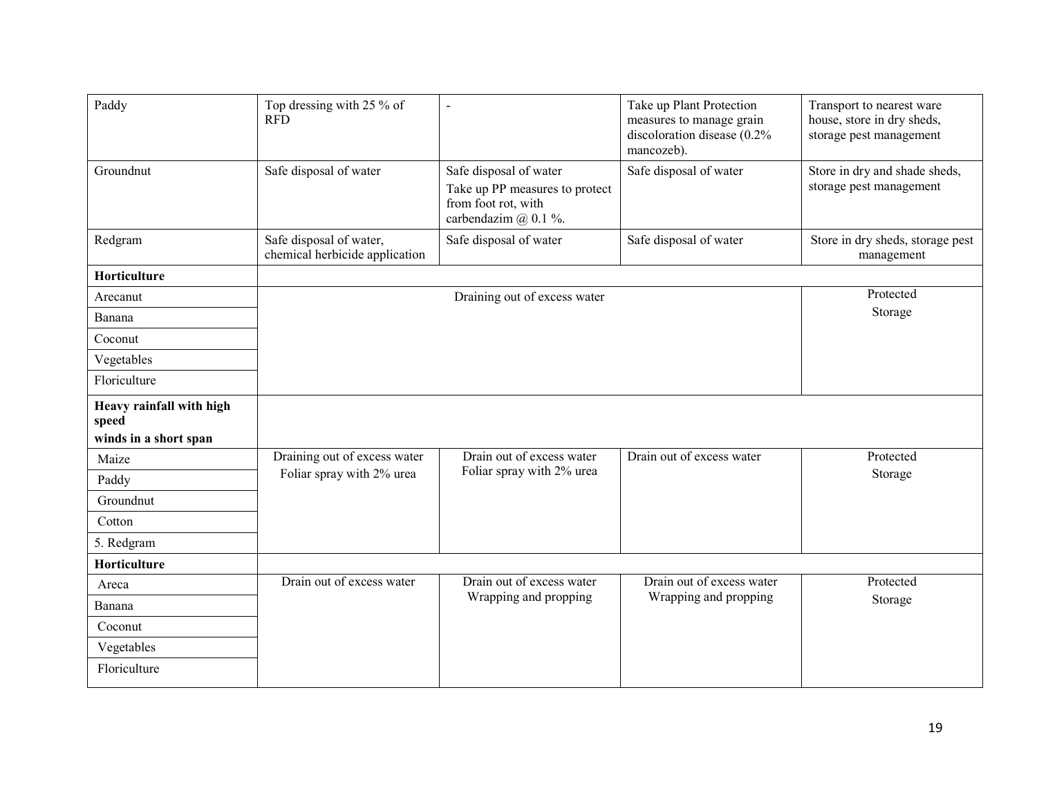| | | | | |
|---|---|---|---|---|
| Paddy | Top dressing with 25 % of RFD | - | Take up Plant Protection measures to manage grain discoloration disease (0.2% mancozeb). | Transport to nearest ware house, store in dry sheds, storage pest management |
| Groundnut | Safe disposal of water | Safe disposal of water<br>Take up PP measures to protect from foot rot, with carbendazim @ 0.1 %. | Safe disposal of water | Store in dry and shade sheds, storage pest management |
| Redgram | Safe disposal of water, chemical herbicide application | Safe disposal of water | Safe disposal of water | Store in dry sheds, storage pest management |
| **Horticulture** | | | | |
| Arecanut | Draining out of excess water | | | Protected Storage |
| Banana | | | | |
| Coconut | | | | |
| Vegetables | | | | |
| Floriculture | | | | |
| **Heavy rainfall with high speed winds in a short span** | | | | |
| Maize | Draining out of excess water<br>Foliar spray with 2% urea | Drain out of excess water<br>Foliar spray with 2% urea | Drain out of excess water | Protected Storage |
| Paddy | | | | |
| Groundnut | | | | |
| Cotton | | | | |
| 5. Redgram | | | | |
| **Horticulture** | | | | |
| Areca | Drain out of excess water | Drain out of excess water<br>Wrapping and propping | Drain out of excess water<br>Wrapping and propping | Protected Storage |
| Banana | | | | |
| Coconut | | | | |
| Vegetables | | | | |
| Floriculture | | | | |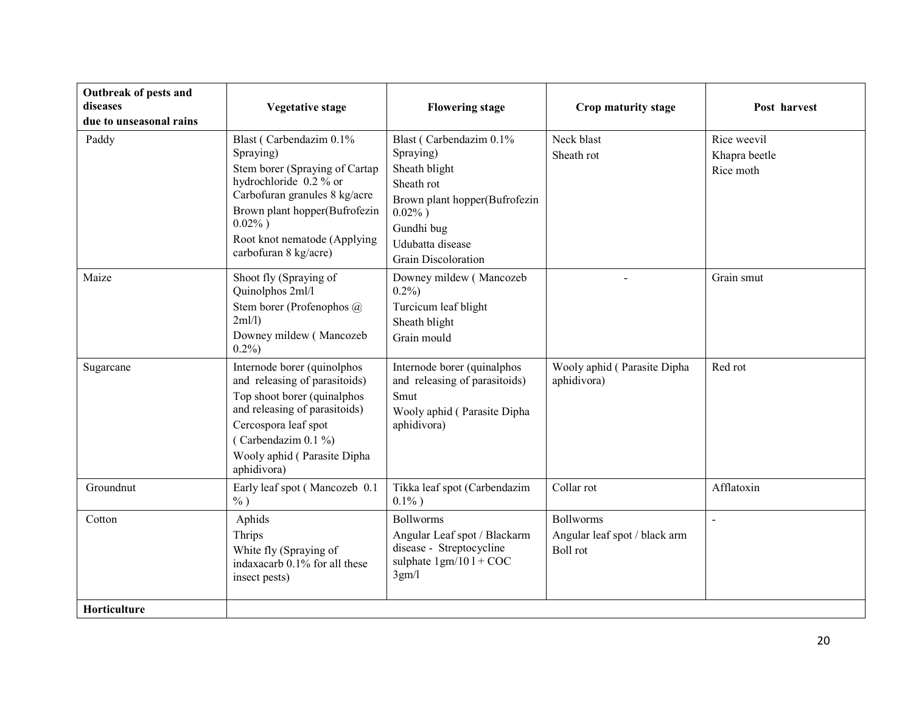| Outbreak of pests and diseases due to unseasonal rains | Vegetative stage | Flowering stage | Crop maturity stage | Post harvest |
| --- | --- | --- | --- | --- |
| Paddy | Blast ( Carbendazim 0.1% Spraying)<br>Stem borer (Spraying of Cartap hydrochloride 0.2 % or Carbofuran granules 8 kg/acre<br>Brown plant hopper(Bufrofezin 0.02% )<br>Root knot nematode (Applying carbofuran 8 kg/acre) | Blast ( Carbendazim 0.1% Spraying)<br>Sheath blight<br>Sheath rot<br>Brown plant hopper(Bufrofezin 0.02% )<br>Gundhi bug<br>Udubatta disease<br>Grain Discoloration | Neck blast<br>Sheath rot | Rice weevil<br>Khapra beetle<br>Rice moth |
| Maize | Shoot fly (Spraying of Quinolphos 2ml/l<br>Stem borer (Profenophos @ 2ml/l)<br>Downey mildew ( Mancozeb 0.2%) | Downey mildew ( Mancozeb 0.2%)<br>Turcicum leaf blight<br>Sheath blight<br>Grain mould | - | Grain smut |
| Sugarcane | Internode borer (quinolphos and releasing of parasitoids)<br>Top shoot borer (quinalphos and releasing of parasitoids)<br>Cercospora leaf spot ( Carbendazim 0.1 %)<br>Wooly aphid ( Parasite Dipha aphidivora) | Internode borer (quinalphos and releasing of parasitoids)<br>Smut<br>Wooly aphid ( Parasite Dipha aphidivora) | Wooly aphid ( Parasite Dipha aphidivora) | Red rot |
| Groundnut | Early leaf spot ( Mancozeb 0.1 % ) | Tikka leaf spot (Carbendazim 0.1% ) | Collar rot | Afflatoxin |
| Cotton | Aphids<br>Thrips<br>White fly (Spraying of indaxacarb 0.1% for all these insect pests) | Bollworms<br>Angular Leaf spot / Blackarm disease - Streptocycline sulphate 1gm/10 l + COC 3gm/l | Bollworms<br>Angular leaf spot / black arm<br>Boll rot | - |
| **Horticulture** | | | | |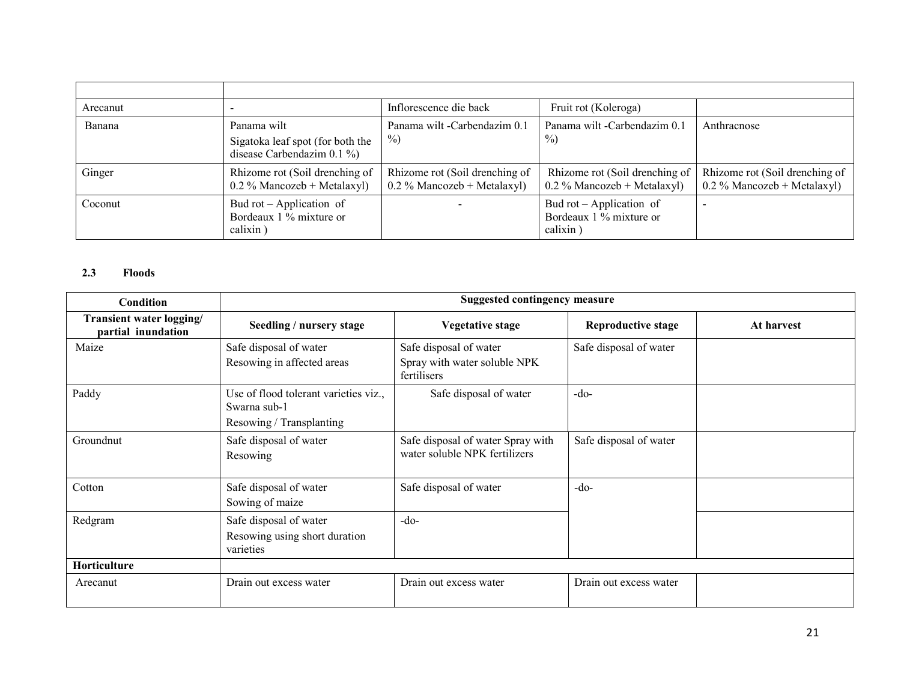| | | | | |
|---|---|---|---|---|
| Arecanut | - | Inflorescence die back | Fruit rot (Koleroga) | |
| Banana | Panama wilt<br>Sigatoka leaf spot (for both the disease Carbendazim 0.1 %) | Panama wilt -Carbendazim 0.1 %) | Panama wilt -Carbendazim 0.1 %) | Anthracnose |
| Ginger | Rhizome rot (Soil drenching of 0.2 % Mancozeb + Metalaxyl) | Rhizome rot (Soil drenching of 0.2 % Mancozeb + Metalaxyl) | Rhizome rot (Soil drenching of 0.2 % Mancozeb + Metalaxyl) | Rhizome rot (Soil drenching of 0.2 % Mancozeb + Metalaxyl) |
| Coconut | Bud rot – Application of Bordeaux 1 % mixture or calixin ) | - | Bud rot – Application of Bordeaux 1 % mixture or calixin ) | - |

**2.3 Floods**

| Condition | Suggested contingency measure | | | |
|---|---|---|---|---|
| **Transient water logging/ partial inundation** | **Seedling / nursery stage** | **Vegetative stage** | **Reproductive stage** | **At harvest** |
| Maize | Safe disposal of water<br>Resowing in affected areas | Safe disposal of water<br>Spray with water soluble NPK fertilisers | Safe disposal of water | |
| Paddy | Use of flood tolerant varieties viz., Swarna sub-1<br>Resowing / Transplanting | Safe disposal of water | -do- | |
| Groundnut | Safe disposal of water<br>Resowing | Safe disposal of water Spray with water soluble NPK fertilizers | Safe disposal of water | |
| Cotton | Safe disposal of water<br>Sowing of maize | Safe disposal of water | -do- | |
| Redgram | Safe disposal of water<br>Resowing using short duration varieties | -do- | | |
| **Horticulture** | | | | |
| Arecanut | Drain out excess water | Drain out excess water | Drain out excess water | |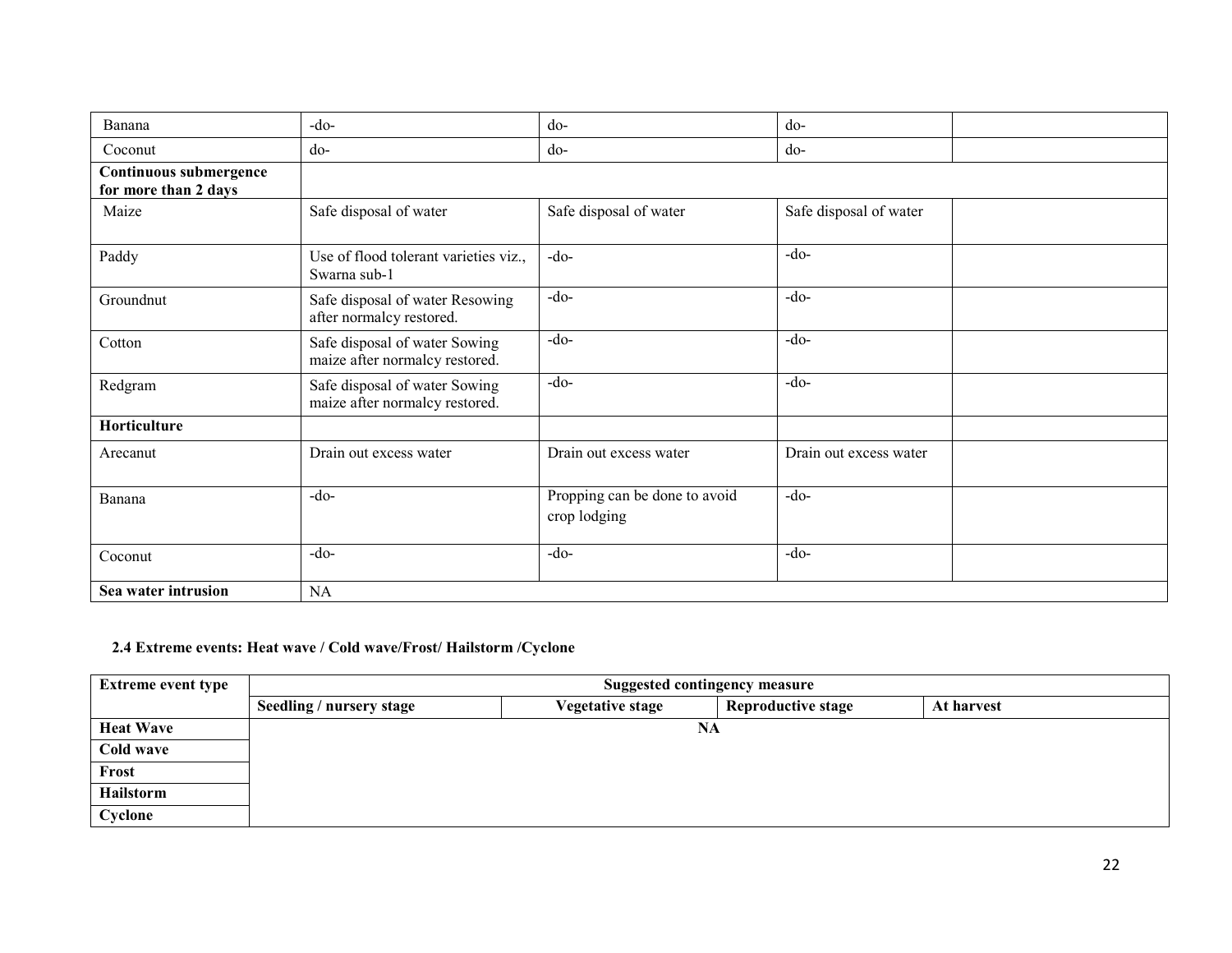| Banana | -do- | do- | do- | |
|---|---|---|---|---|
| Coconut | do- | do- | do- | |
| **Continuous submergence for more than 2 days** | | | | |
| Maize | Safe disposal of water | Safe disposal of water | Safe disposal of water | |
| Paddy | Use of flood tolerant varieties viz., Swarna sub-1 | -do- | -do- | |
| Groundnut | Safe disposal of water Resowing after normalcy restored. | -do- | -do- | |
| Cotton | Safe disposal of water Sowing maize after normalcy restored. | -do- | -do- | |
| Redgram | Safe disposal of water Sowing maize after normalcy restored. | -do- | -do- | |
| **Horticulture** | | | | |
| Arecanut | Drain out excess water | Drain out excess water | Drain out excess water | |
| Banana | -do- | Propping can be done to avoid crop lodging | -do- | |
| Coconut | -do- | -do- | -do- | |
| **Sea water intrusion** | NA | | | |

**2.4 Extreme events: Heat wave / Cold wave/Frost/ Hailstorm /Cyclone**

| **Extreme event type** | **Suggested contingency measure** | | | |
|---|---|---|---|---|
| | **Seedling / nursery stage** | **Vegetative stage** | **Reproductive stage** | **At harvest** |
| **Heat Wave** | **NA** | | | |
| **Cold wave** | | | | |
| **Frost** | | | | |
| **Hailstorm** | | | | |
| **Cyclone** | | | | |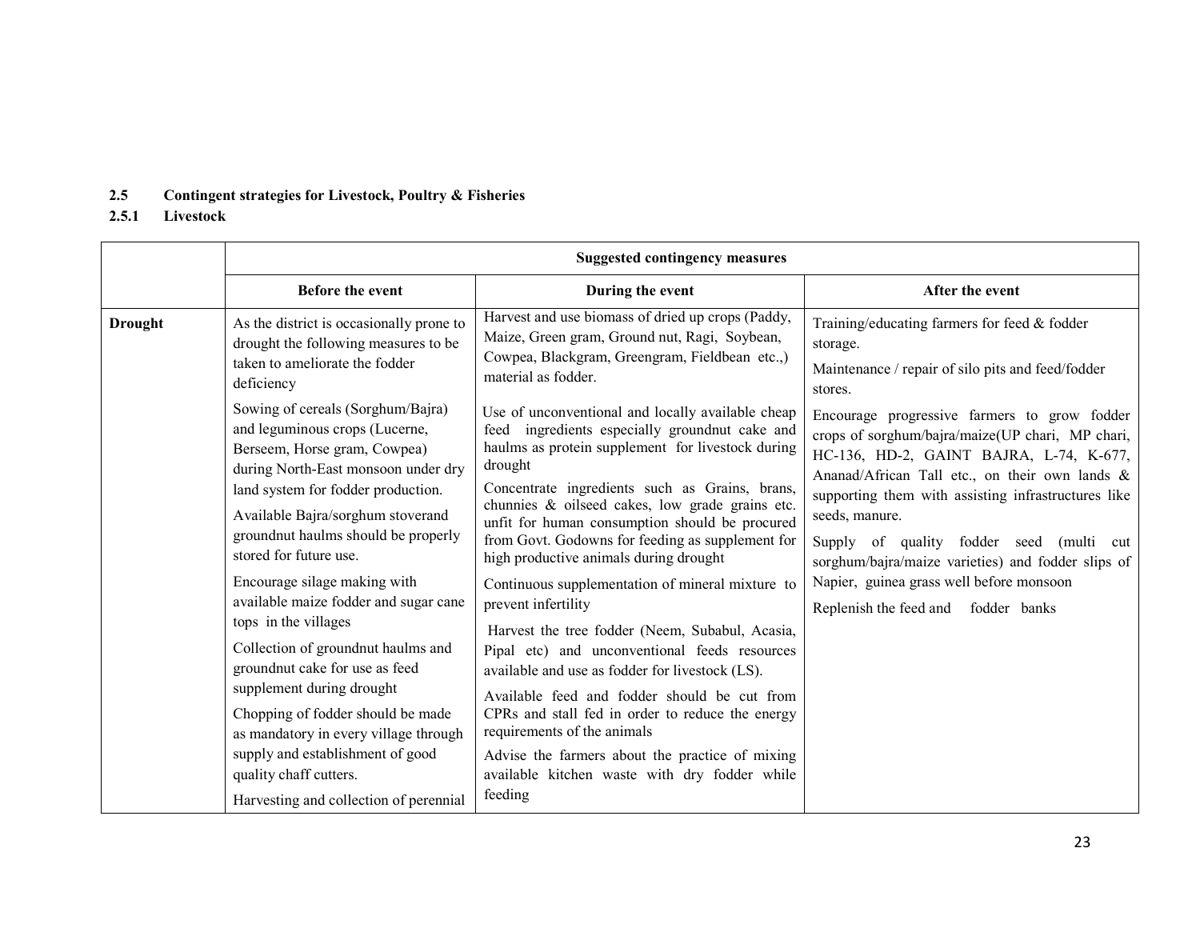**2.5 Contingent strategies for Livestock, Poultry & Fisheries**

**2.5.1 Livestock**

| | Suggested contingency measures | | |
|---|---|---|---|
| | **Before the event** | **During the event** | **After the event** |
| **Drought** | As the district is occasionally prone to drought the following measures to be taken to ameliorate the fodder deficiency<br>Sowing of cereals (Sorghum/Bajra) and leguminous crops (Lucerne, Berseem, Horse gram, Cowpea) during North-East monsoon under dry land system for fodder production.<br>Available Bajra/sorghum stoverand groundnut haulms should be properly stored for future use.<br>Encourage silage making with available maize fodder and sugar cane tops in the villages<br>Collection of groundnut haulms and groundnut cake for use as feed supplement during drought<br>Chopping of fodder should be made as mandatory in every village through supply and establishment of good quality chaff cutters.<br>Harvesting and collection of perennial | Harvest and use biomass of dried up crops (Paddy, Maize, Green gram, Ground nut, Ragi, Soybean, Cowpea, Blackgram, Greengram, Fieldbean etc.,) material as fodder.<br>Use of unconventional and locally available cheap feed ingredients especially groundnut cake and haulms as protein supplement for livestock during drought<br>Concentrate ingredients such as Grains, brans, chunnies & oilseed cakes, low grade grains etc. unfit for human consumption should be procured from Govt. Godowns for feeding as supplement for high productive animals during drought<br>Continuous supplementation of mineral mixture to prevent infertility<br>Harvest the tree fodder (Neem, Subabul, Acasia, Pipal etc) and unconventional feeds resources available and use as fodder for livestock (LS).<br>Available feed and fodder should be cut from CPRs and stall fed in order to reduce the energy requirements of the animals<br>Advise the farmers about the practice of mixing available kitchen waste with dry fodder while feeding | Training/educating farmers for feed & fodder storage.<br>Maintenance / repair of silo pits and feed/fodder stores.<br>Encourage progressive farmers to grow fodder crops of sorghum/bajra/maize(UP chari, MP chari, HC-136, HD-2, GAINT BAJRA, L-74, K-677, Ananad/African Tall etc., on their own lands & supporting them with assisting infrastructures like seeds, manure.<br>Supply of quality fodder seed (multi cut sorghum/bajra/maize varieties) and fodder slips of Napier, guinea grass well before monsoon<br>Replenish the feed and fodder banks |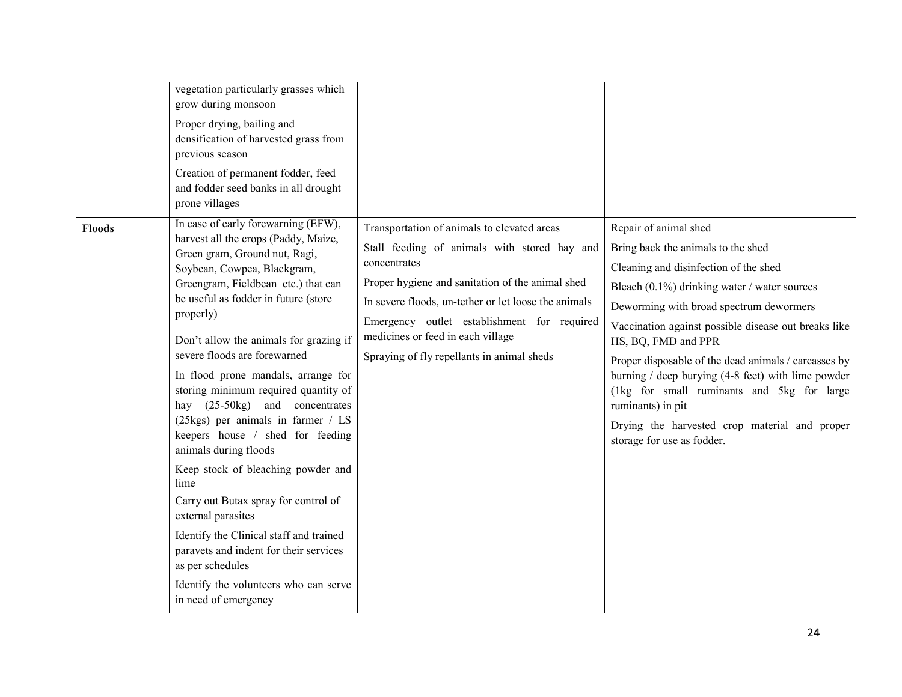| | | | |
|---|---|---|---|
| | vegetation particularly grasses which grow during monsoon<br><br>Proper drying, bailing and densification of harvested grass from previous season<br><br>Creation of permanent fodder, feed and fodder seed banks in all drought prone villages | | |
| **Floods** | In case of early forewarning (EFW), harvest all the crops (Paddy, Maize, Green gram, Ground nut, Ragi, Soybean, Cowpea, Blackgram, Greengram, Fieldbean etc.) that can be useful as fodder in future (store properly)<br><br>Don't allow the animals for grazing if severe floods are forewarned<br><br>In flood prone mandals, arrange for storing minimum required quantity of hay (25-50kg) and concentrates (25kgs) per animals in farmer / LS keepers house / shed for feeding animals during floods<br><br>Keep stock of bleaching powder and lime<br><br>Carry out Butax spray for control of external parasites<br><br>Identify the Clinical staff and trained paravets and indent for their services as per schedules<br><br>Identify the volunteers who can serve in need of emergency | Transportation of animals to elevated areas<br><br>Stall feeding of animals with stored hay and concentrates<br><br>Proper hygiene and sanitation of the animal shed<br><br>In severe floods, un-tether or let loose the animals<br><br>Emergency outlet establishment for required medicines or feed in each village<br><br>Spraying of fly repellants in animal sheds | Repair of animal shed<br><br>Bring back the animals to the shed<br><br>Cleaning and disinfection of the shed<br><br>Bleach (0.1%) drinking water / water sources<br><br>Deworming with broad spectrum dewormers<br><br>Vaccination against possible disease out breaks like HS, BQ, FMD and PPR<br><br>Proper disposable of the dead animals / carcasses by burning / deep burying (4-8 feet) with lime powder (1kg for small ruminants and 5kg for large ruminants) in pit<br><br>Drying the harvested crop material and proper storage for use as fodder. |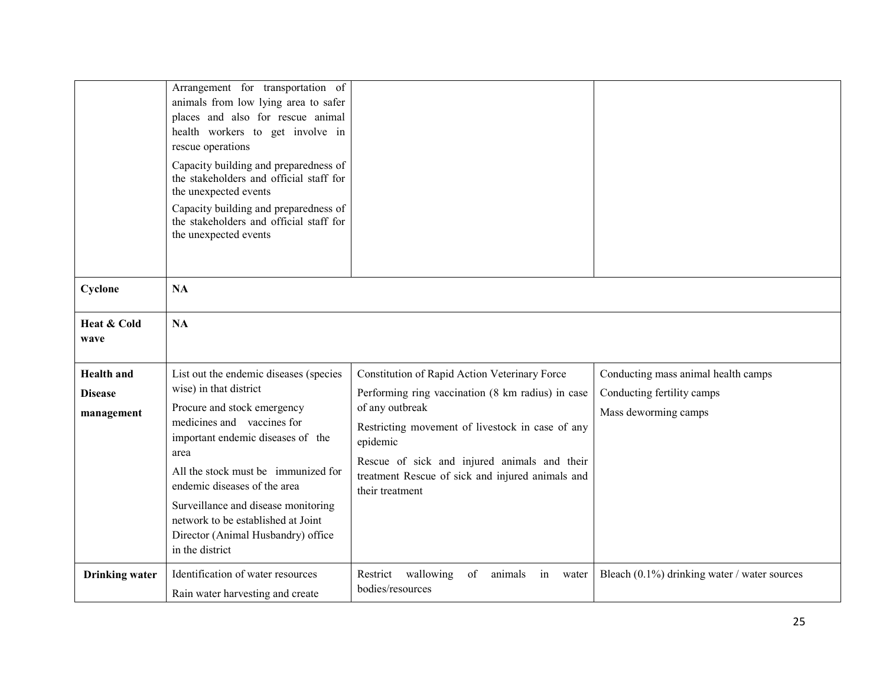| | | | |
|---|---|---|---|
| | Arrangement for transportation of animals from low lying area to safer places and also for rescue animal health workers to get involve in rescue operations<br>Capacity building and preparedness of the stakeholders and official staff for the unexpected events<br>Capacity building and preparedness of the stakeholders and official staff for the unexpected events | | |
| **Cyclone** | **NA** | | |
| **Heat & Cold wave** | **NA** | | |
| **Health and Disease management** | List out the endemic diseases (species wise) in that district<br>Procure and stock emergency medicines and vaccines for important endemic diseases of the area<br>All the stock must be immunized for endemic diseases of the area<br>Surveillance and disease monitoring network to be established at Joint Director (Animal Husbandry) office in the district | Constitution of Rapid Action Veterinary Force<br>Performing ring vaccination (8 km radius) in case of any outbreak<br>Restricting movement of livestock in case of any epidemic<br>Rescue of sick and injured animals and their treatment Rescue of sick and injured animals and their treatment | Conducting mass animal health camps<br>Conducting fertility camps<br>Mass deworming camps |
| **Drinking water** | Identification of water resources<br>Rain water harvesting and create | Restrict wallowing of animals in water bodies/resources | Bleach (0.1%) drinking water / water sources |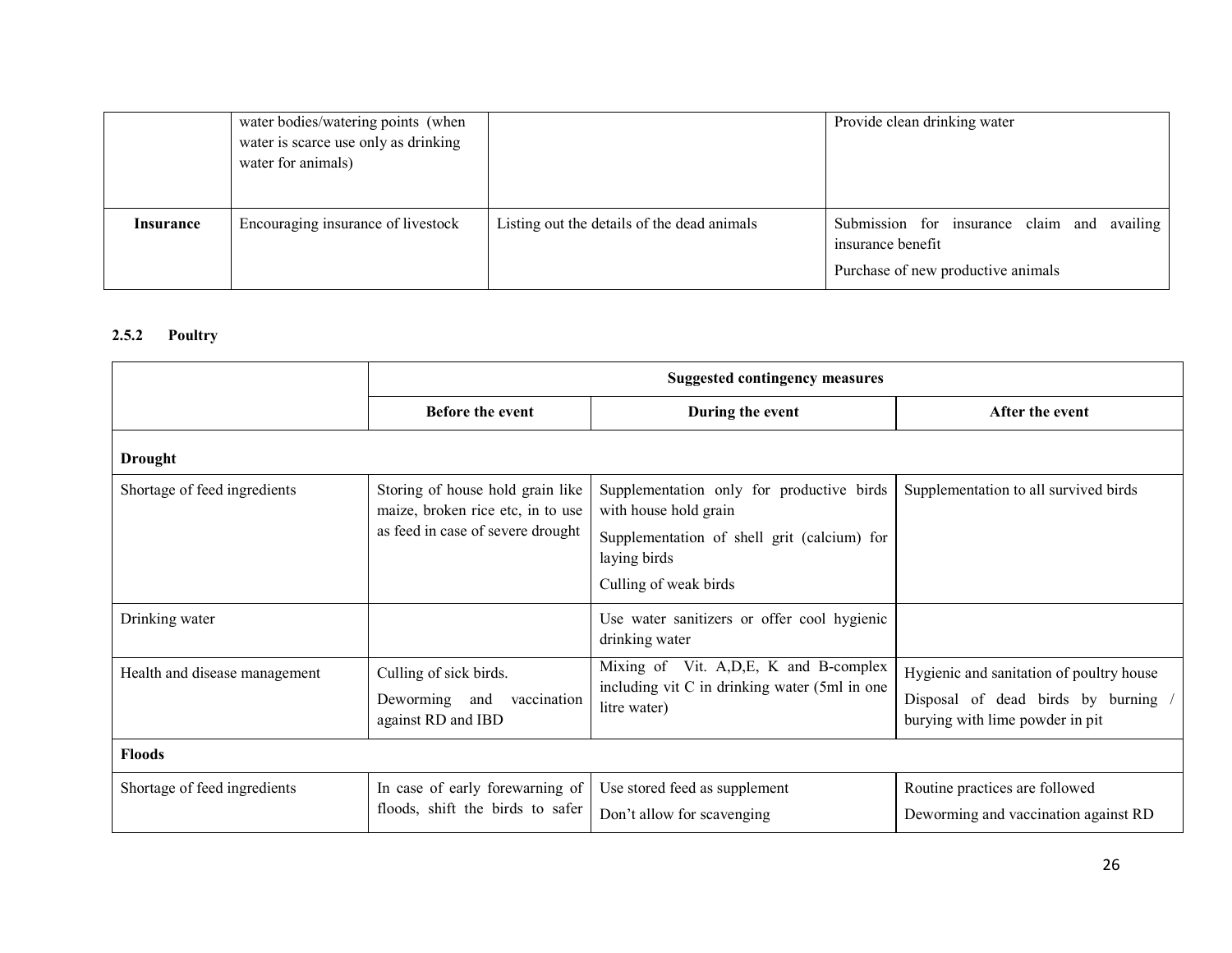|  | water bodies/watering points (when water is scarce use only as drinking water for animals) |  | Provide clean drinking water |
| --- | --- | --- | --- |
| **Insurance** | Encouraging insurance of livestock | Listing out the details of the dead animals | Submission for insurance claim and availing insurance benefit<br>Purchase of new productive animals |

### 2.5.2 Poultry

|  | **Suggested contingency measures** | | |
| --- | --- | --- | --- |
|  | **Before the event** | **During the event** | **After the event** |
| **Drought** | | | |
| Shortage of feed ingredients | Storing of house hold grain like maize, broken rice etc, in to use as feed in case of severe drought | Supplementation only for productive birds with house hold grain<br>Supplementation of shell grit (calcium) for laying birds<br>Culling of weak birds | Supplementation to all survived birds |
| Drinking water |  | Use water sanitizers or offer cool hygienic drinking water |  |
| Health and disease management | Culling of sick birds.<br>Deworming and vaccination against RD and IBD | Mixing of Vit. A,D,E, K and B-complex including vit C in drinking water (5ml in one litre water) | Hygienic and sanitation of poultry house<br>Disposal of dead birds by burning / burying with lime powder in pit |
| **Floods** | | | |
| Shortage of feed ingredients | In case of early forewarning of floods, shift the birds to safer | Use stored feed as supplement<br>Don't allow for scavenging | Routine practices are followed<br>Deworming and vaccination against RD |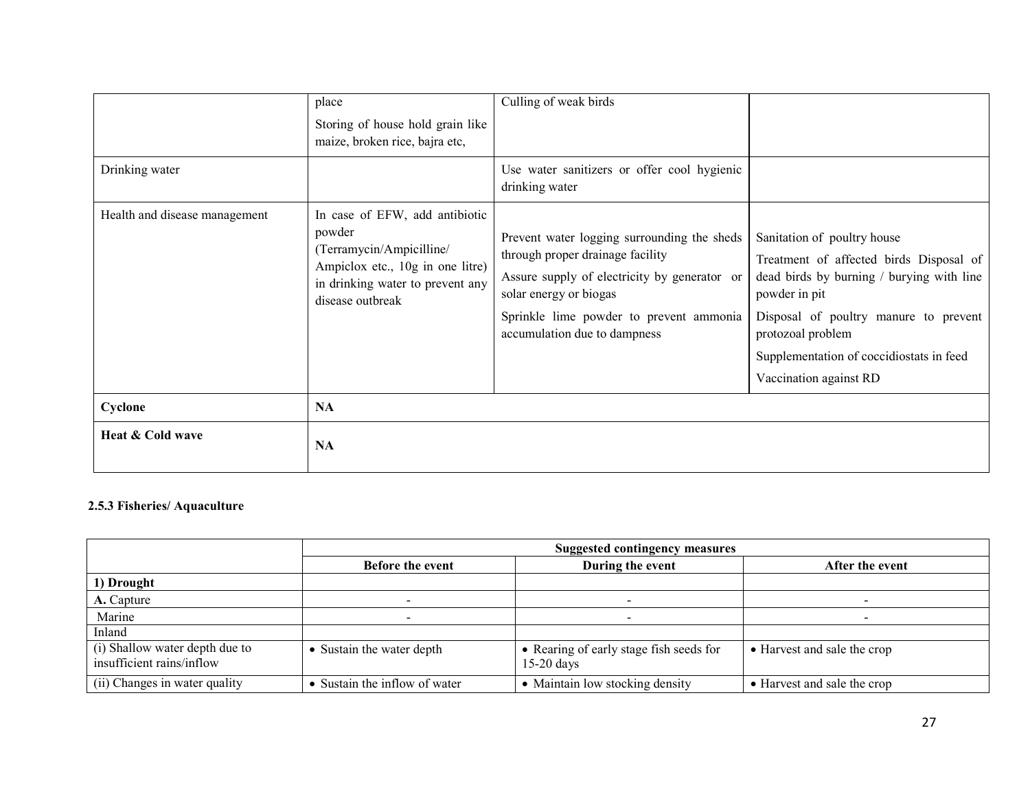| | | | |
|---|---|---|---|
| | place<br>Storing of house hold grain like maize, broken rice, bajra etc, | Culling of weak birds | |
| Drinking water | | Use water sanitizers or offer cool hygienic drinking water | |
| Health and disease management | In case of EFW, add antibiotic powder (Terramycin/Ampicilline/ Ampiclox etc., 10g in one litre) in drinking water to prevent any disease outbreak | Prevent water logging surrounding the sheds through proper drainage facility<br>Assure supply of electricity by generator or solar energy or biogas<br>Sprinkle lime powder to prevent ammonia accumulation due to dampness | Sanitation of poultry house<br>Treatment of affected birds Disposal of dead birds by burning / burying with line powder in pit<br>Disposal of poultry manure to prevent protozoal problem<br>Supplementation of coccidiostats in feed<br>Vaccination against RD |
| **Cyclone** | **NA** | | |
| **Heat & Cold wave** | **NA** | | |

#### 2.5.3 Fisheries/ Aquaculture

| | Suggested contingency measures | | |
|---|---|---|---|
| | **Before the event** | **During the event** | **After the event** |
| **1) Drought** | | | |
| **A.** Capture | - | - | - |
| Marine | - | - | - |
| Inland | | | |
| (i) Shallow water depth due to insufficient rains/inflow | • Sustain the water depth | • Rearing of early stage fish seeds for 15-20 days | • Harvest and sale the crop |
| (ii) Changes in water quality | • Sustain the inflow of water | • Maintain low stocking density | • Harvest and sale the crop |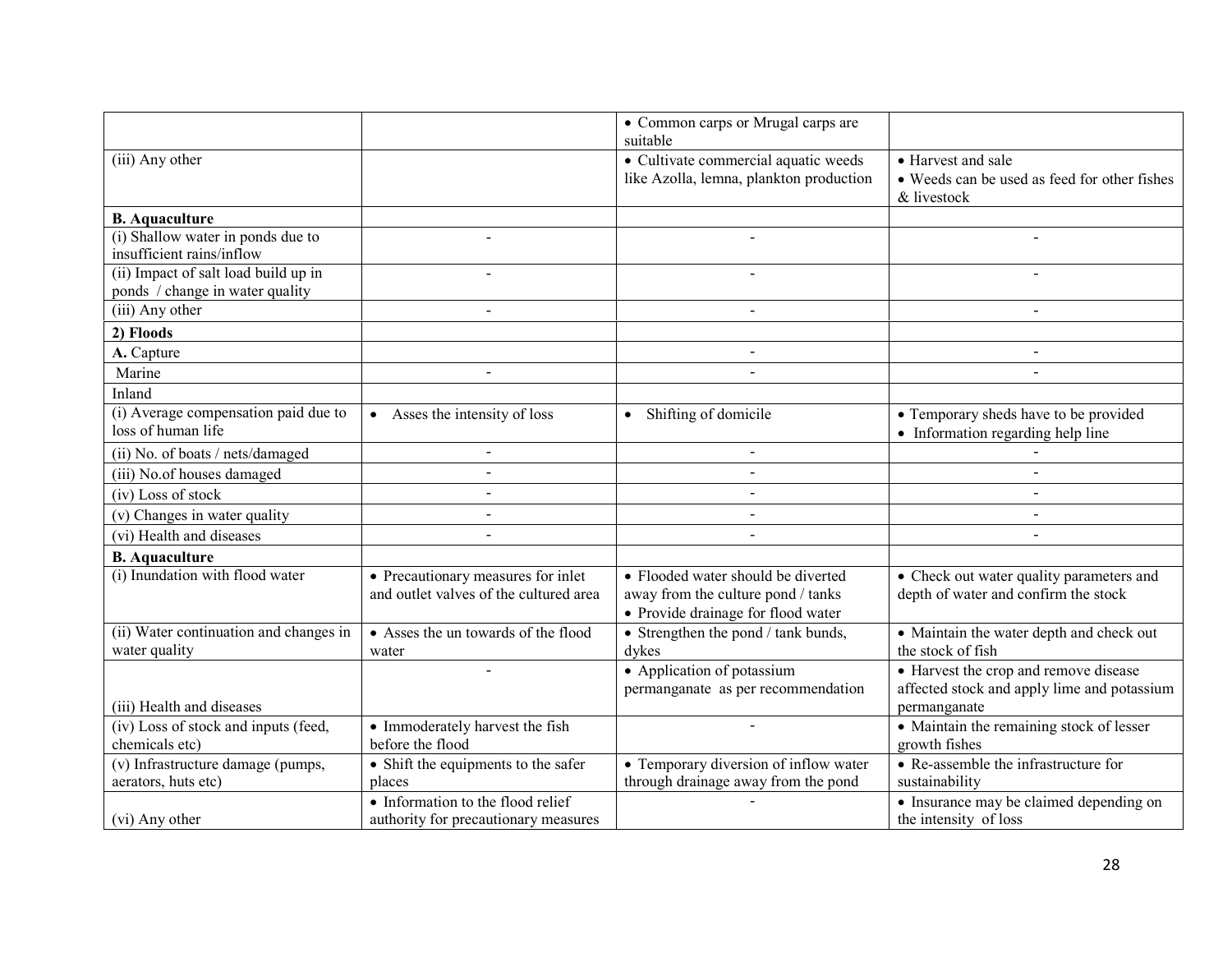| | | | |
|---|---|---|---|
| | | • Common carps or Mrugal carps are suitable | |
| (iii) Any other | | • Cultivate commercial aquatic weeds like Azolla, lemna, plankton production | • Harvest and sale<br>• Weeds can be used as feed for other fishes & livestock |
| **B. Aquaculture** | | | |
| (i) Shallow water in ponds due to insufficient rains/inflow | - | - | - |
| (ii) Impact of salt load build up in ponds / change in water quality | - | - | - |
| (iii) Any other | - | - | - |
| **2) Floods** | | | |
| **A.** Capture | | - | - |
| Marine | - | - | - |
| Inland | | | |
| (i) Average compensation paid due to loss of human life | • Asses the intensity of loss | • Shifting of domicile | • Temporary sheds have to be provided<br>• Information regarding help line |
| (ii) No. of boats / nets/damaged | - | - | - |
| (iii) No.of houses damaged | - | - | - |
| (iv) Loss of stock | - | - | - |
| (v) Changes in water quality | - | - | - |
| (vi) Health and diseases | - | - | - |
| **B. Aquaculture** | | | |
| (i) Inundation with flood water | • Precautionary measures for inlet and outlet valves of the cultured area | • Flooded water should be diverted away from the culture pond / tanks<br>• Provide drainage for flood water | • Check out water quality parameters and depth of water and confirm the stock |
| (ii) Water continuation and changes in water quality | • Asses the un towards of the flood water | • Strengthen the pond / tank bunds, dykes | • Maintain the water depth and check out the stock of fish |
| (iii) Health and diseases | - | • Application of potassium permanganate as per recommendation | • Harvest the crop and remove disease affected stock and apply lime and potassium permanganate |
| (iv) Loss of stock and inputs (feed, chemicals etc) | • Immoderately harvest the fish before the flood | - | • Maintain the remaining stock of lesser growth fishes |
| (v) Infrastructure damage (pumps, aerators, huts etc) | • Shift the equipments to the safer places | • Temporary diversion of inflow water through drainage away from the pond | • Re-assemble the infrastructure for sustainability |
| (vi) Any other | • Information to the flood relief authority for precautionary measures | - | • Insurance may be claimed depending on the intensity of loss |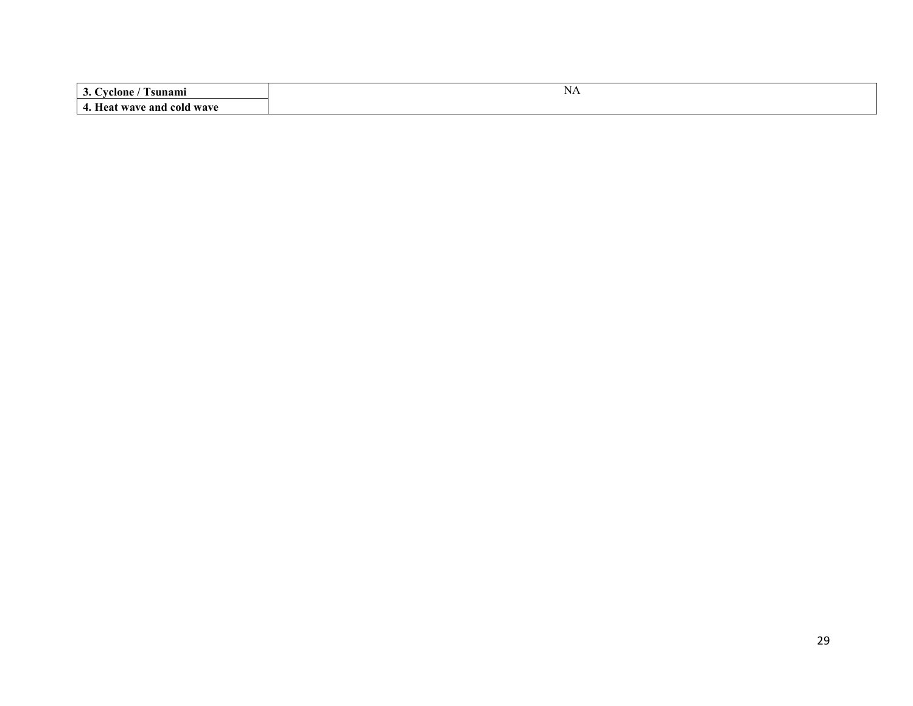| | |
|---|---|
| **3. Cyclone / Tsunami** | NA |
| **4. Heat wave and cold wave** | |